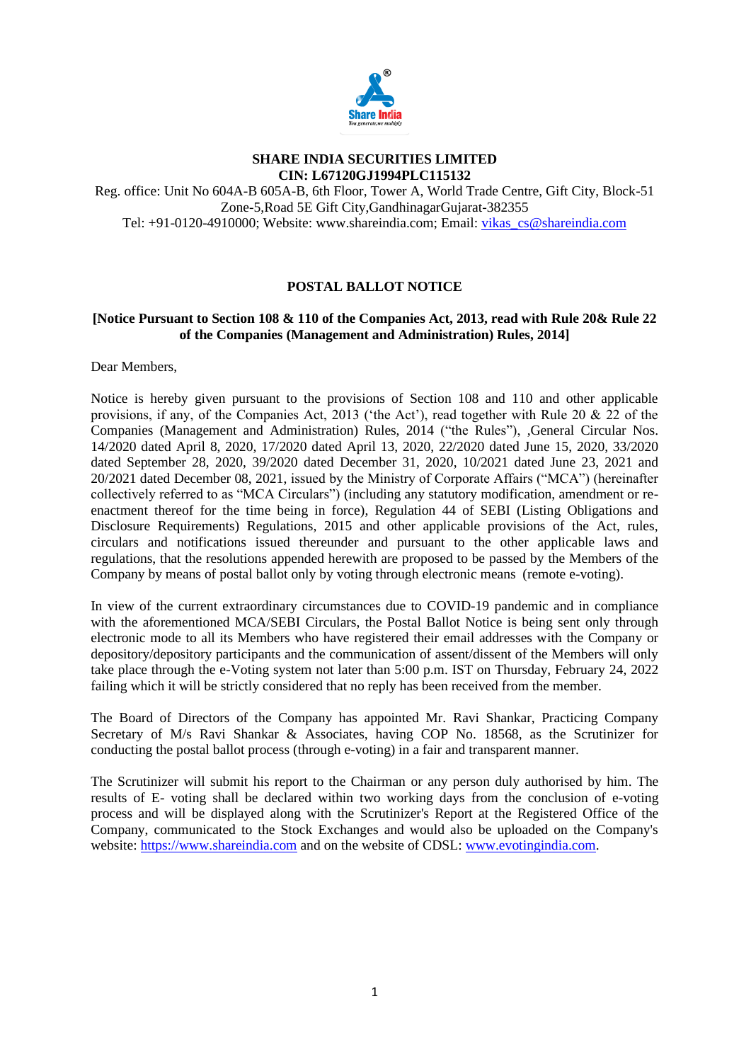**SHARE INDIA SECURITIES LIMITED**
**CIN: L67120GJ1994PLC115132**

Reg. office: Unit No 604A-B 605A-B, 6th Floor, Tower A, World Trade Centre, Gift City, Block-51 Zone-5,Road 5E Gift City,GandhinagarGujarat-382355
Tel: +91-0120-4910000; Website: www.shareindia.com; Email: vikas_cs@shareindia.com

## POSTAL BALLOT NOTICE

**[Notice Pursuant to Section 108 & 110 of the Companies Act, 2013, read with Rule 20& Rule 22 of the Companies (Management and Administration) Rules, 2014]**

Dear Members,

Notice is hereby given pursuant to the provisions of Section 108 and 110 and other applicable provisions, if any, of the Companies Act, 2013 ('the Act'), read together with Rule 20 & 22 of the Companies (Management and Administration) Rules, 2014 ("the Rules"), ,General Circular Nos. 14/2020 dated April 8, 2020, 17/2020 dated April 13, 2020, 22/2020 dated June 15, 2020, 33/2020 dated September 28, 2020, 39/2020 dated December 31, 2020, 10/2021 dated June 23, 2021 and 20/2021 dated December 08, 2021, issued by the Ministry of Corporate Affairs ("MCA") (hereinafter collectively referred to as "MCA Circulars") (including any statutory modification, amendment or re-enactment thereof for the time being in force), Regulation 44 of SEBI (Listing Obligations and Disclosure Requirements) Regulations, 2015 and other applicable provisions of the Act, rules, circulars and notifications issued thereunder and pursuant to the other applicable laws and regulations, that the resolutions appended herewith are proposed to be passed by the Members of the Company by means of postal ballot only by voting through electronic means (remote e-voting).

In view of the current extraordinary circumstances due to COVID-19 pandemic and in compliance with the aforementioned MCA/SEBI Circulars, the Postal Ballot Notice is being sent only through electronic mode to all its Members who have registered their email addresses with the Company or depository/depository participants and the communication of assent/dissent of the Members will only take place through the e-Voting system not later than 5:00 p.m. IST on Thursday, February 24, 2022 failing which it will be strictly considered that no reply has been received from the member.

The Board of Directors of the Company has appointed Mr. Ravi Shankar, Practicing Company Secretary of M/s Ravi Shankar & Associates, having COP No. 18568, as the Scrutinizer for conducting the postal ballot process (through e-voting) in a fair and transparent manner.

The Scrutinizer will submit his report to the Chairman or any person duly authorised by him. The results of E- voting shall be declared within two working days from the conclusion of e-voting process and will be displayed along with the Scrutinizer's Report at the Registered Office of the Company, communicated to the Stock Exchanges and would also be uploaded on the Company's website: https://www.shareindia.com and on the website of CDSL: www.evotingindia.com.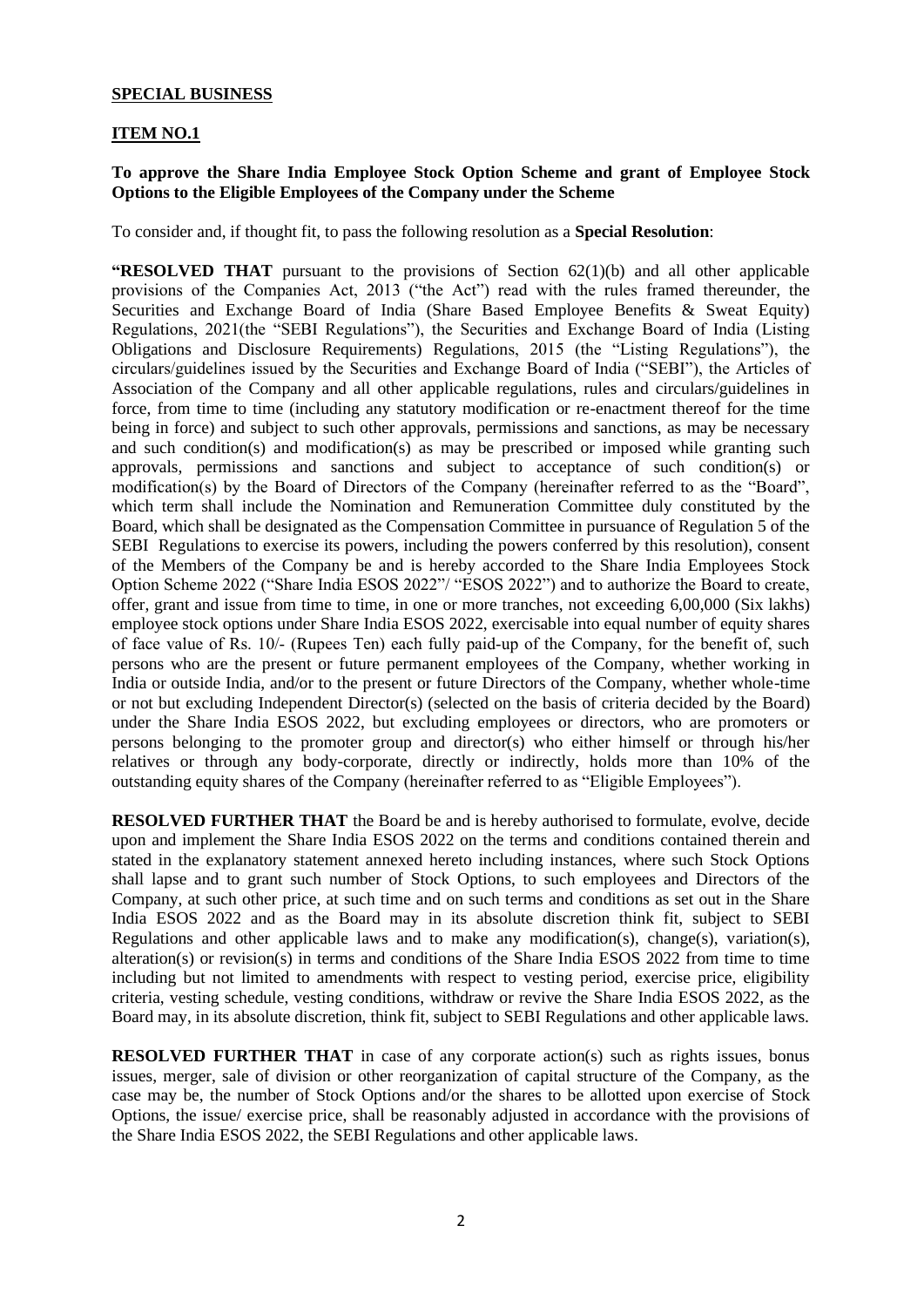**SPECIAL BUSINESS**

**ITEM NO.1**

**To approve the Share India Employee Stock Option Scheme and grant of Employee Stock Options to the Eligible Employees of the Company under the Scheme**

To consider and, if thought fit, to pass the following resolution as a **Special Resolution**:

**"RESOLVED THAT** pursuant to the provisions of Section 62(1)(b) and all other applicable provisions of the Companies Act, 2013 ("the Act") read with the rules framed thereunder, the Securities and Exchange Board of India (Share Based Employee Benefits & Sweat Equity) Regulations, 2021(the "SEBI Regulations"), the Securities and Exchange Board of India (Listing Obligations and Disclosure Requirements) Regulations, 2015 (the "Listing Regulations"), the circulars/guidelines issued by the Securities and Exchange Board of India ("SEBI"), the Articles of Association of the Company and all other applicable regulations, rules and circulars/guidelines in force, from time to time (including any statutory modification or re-enactment thereof for the time being in force) and subject to such other approvals, permissions and sanctions, as may be necessary and such condition(s) and modification(s) as may be prescribed or imposed while granting such approvals, permissions and sanctions and subject to acceptance of such condition(s) or modification(s) by the Board of Directors of the Company (hereinafter referred to as the "Board", which term shall include the Nomination and Remuneration Committee duly constituted by the Board, which shall be designated as the Compensation Committee in pursuance of Regulation 5 of the SEBI Regulations to exercise its powers, including the powers conferred by this resolution), consent of the Members of the Company be and is hereby accorded to the Share India Employees Stock Option Scheme 2022 ("Share India ESOS 2022"/ "ESOS 2022") and to authorize the Board to create, offer, grant and issue from time to time, in one or more tranches, not exceeding 6,00,000 (Six lakhs) employee stock options under Share India ESOS 2022, exercisable into equal number of equity shares of face value of Rs. 10/- (Rupees Ten) each fully paid-up of the Company, for the benefit of, such persons who are the present or future permanent employees of the Company, whether working in India or outside India, and/or to the present or future Directors of the Company, whether whole-time or not but excluding Independent Director(s) (selected on the basis of criteria decided by the Board) under the Share India ESOS 2022, but excluding employees or directors, who are promoters or persons belonging to the promoter group and director(s) who either himself or through his/her relatives or through any body-corporate, directly or indirectly, holds more than 10% of the outstanding equity shares of the Company (hereinafter referred to as "Eligible Employees").

**RESOLVED FURTHER THAT** the Board be and is hereby authorised to formulate, evolve, decide upon and implement the Share India ESOS 2022 on the terms and conditions contained therein and stated in the explanatory statement annexed hereto including instances, where such Stock Options shall lapse and to grant such number of Stock Options, to such employees and Directors of the Company, at such other price, at such time and on such terms and conditions as set out in the Share India ESOS 2022 and as the Board may in its absolute discretion think fit, subject to SEBI Regulations and other applicable laws and to make any modification(s), change(s), variation(s), alteration(s) or revision(s) in terms and conditions of the Share India ESOS 2022 from time to time including but not limited to amendments with respect to vesting period, exercise price, eligibility criteria, vesting schedule, vesting conditions, withdraw or revive the Share India ESOS 2022, as the Board may, in its absolute discretion, think fit, subject to SEBI Regulations and other applicable laws.

**RESOLVED FURTHER THAT** in case of any corporate action(s) such as rights issues, bonus issues, merger, sale of division or other reorganization of capital structure of the Company, as the case may be, the number of Stock Options and/or the shares to be allotted upon exercise of Stock Options, the issue/ exercise price, shall be reasonably adjusted in accordance with the provisions of the Share India ESOS 2022, the SEBI Regulations and other applicable laws.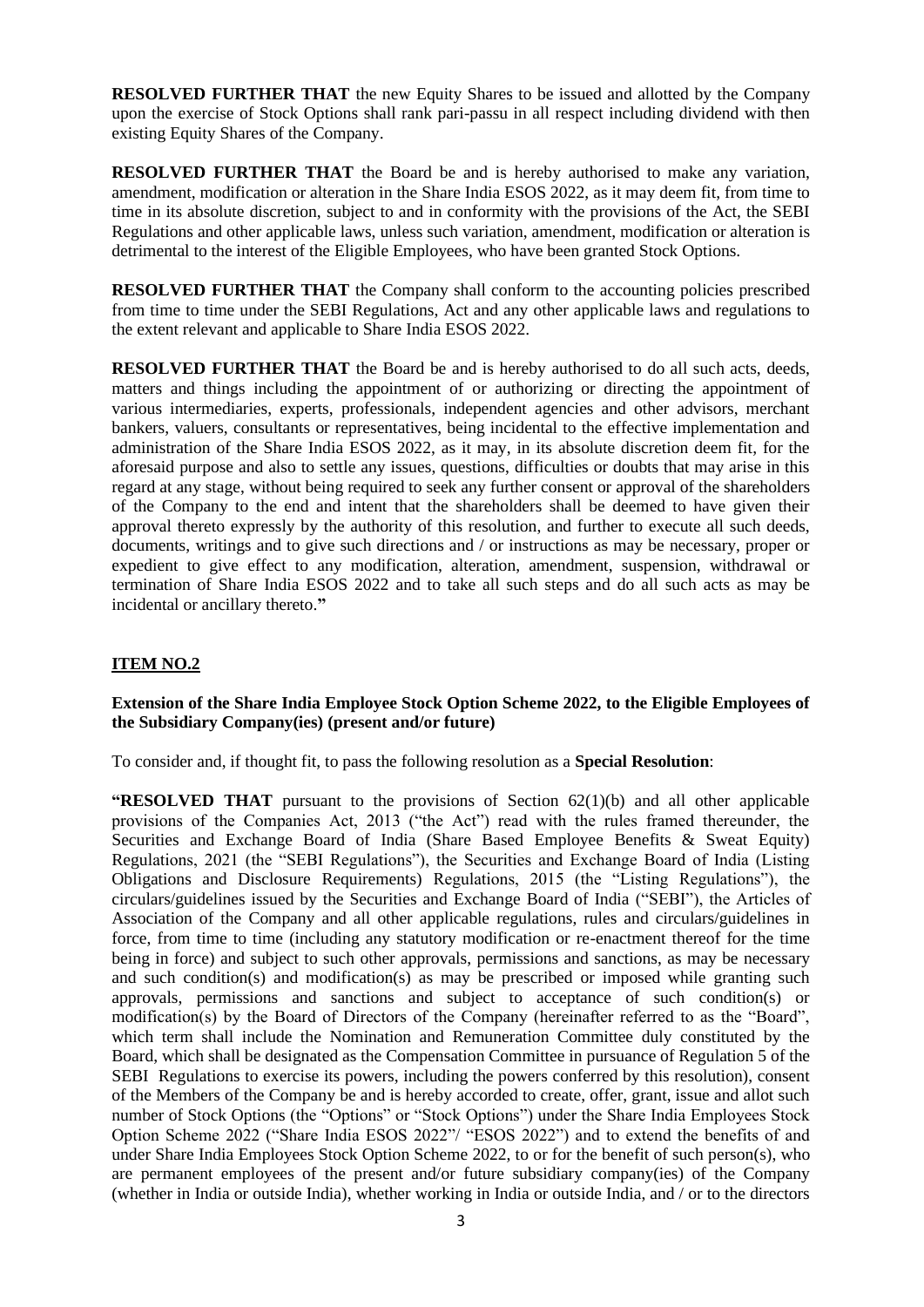**RESOLVED FURTHER THAT** the new Equity Shares to be issued and allotted by the Company upon the exercise of Stock Options shall rank pari-passu in all respect including dividend with then existing Equity Shares of the Company.

**RESOLVED FURTHER THAT** the Board be and is hereby authorised to make any variation, amendment, modification or alteration in the Share India ESOS 2022, as it may deem fit, from time to time in its absolute discretion, subject to and in conformity with the provisions of the Act, the SEBI Regulations and other applicable laws, unless such variation, amendment, modification or alteration is detrimental to the interest of the Eligible Employees, who have been granted Stock Options.

**RESOLVED FURTHER THAT** the Company shall conform to the accounting policies prescribed from time to time under the SEBI Regulations, Act and any other applicable laws and regulations to the extent relevant and applicable to Share India ESOS 2022.

**RESOLVED FURTHER THAT** the Board be and is hereby authorised to do all such acts, deeds, matters and things including the appointment of or authorizing or directing the appointment of various intermediaries, experts, professionals, independent agencies and other advisors, merchant bankers, valuers, consultants or representatives, being incidental to the effective implementation and administration of the Share India ESOS 2022, as it may, in its absolute discretion deem fit, for the aforesaid purpose and also to settle any issues, questions, difficulties or doubts that may arise in this regard at any stage, without being required to seek any further consent or approval of the shareholders of the Company to the end and intent that the shareholders shall be deemed to have given their approval thereto expressly by the authority of this resolution, and further to execute all such deeds, documents, writings and to give such directions and / or instructions as may be necessary, proper or expedient to give effect to any modification, alteration, amendment, suspension, withdrawal or termination of Share India ESOS 2022 and to take all such steps and do all such acts as may be incidental or ancillary thereto.**"**

**ITEM NO.2**

**Extension of the Share India Employee Stock Option Scheme 2022, to the Eligible Employees of the Subsidiary Company(ies) (present and/or future)**

To consider and, if thought fit, to pass the following resolution as a **Special Resolution**:

**"RESOLVED THAT** pursuant to the provisions of Section 62(1)(b) and all other applicable provisions of the Companies Act, 2013 ("the Act") read with the rules framed thereunder, the Securities and Exchange Board of India (Share Based Employee Benefits & Sweat Equity) Regulations, 2021 (the "SEBI Regulations"), the Securities and Exchange Board of India (Listing Obligations and Disclosure Requirements) Regulations, 2015 (the "Listing Regulations"), the circulars/guidelines issued by the Securities and Exchange Board of India ("SEBI"), the Articles of Association of the Company and all other applicable regulations, rules and circulars/guidelines in force, from time to time (including any statutory modification or re-enactment thereof for the time being in force) and subject to such other approvals, permissions and sanctions, as may be necessary and such condition(s) and modification(s) as may be prescribed or imposed while granting such approvals, permissions and sanctions and subject to acceptance of such condition(s) or modification(s) by the Board of Directors of the Company (hereinafter referred to as the "Board", which term shall include the Nomination and Remuneration Committee duly constituted by the Board, which shall be designated as the Compensation Committee in pursuance of Regulation 5 of the SEBI Regulations to exercise its powers, including the powers conferred by this resolution), consent of the Members of the Company be and is hereby accorded to create, offer, grant, issue and allot such number of Stock Options (the "Options" or "Stock Options") under the Share India Employees Stock Option Scheme 2022 ("Share India ESOS 2022"/ "ESOS 2022") and to extend the benefits of and under Share India Employees Stock Option Scheme 2022, to or for the benefit of such person(s), who are permanent employees of the present and/or future subsidiary company(ies) of the Company (whether in India or outside India), whether working in India or outside India, and / or to the directors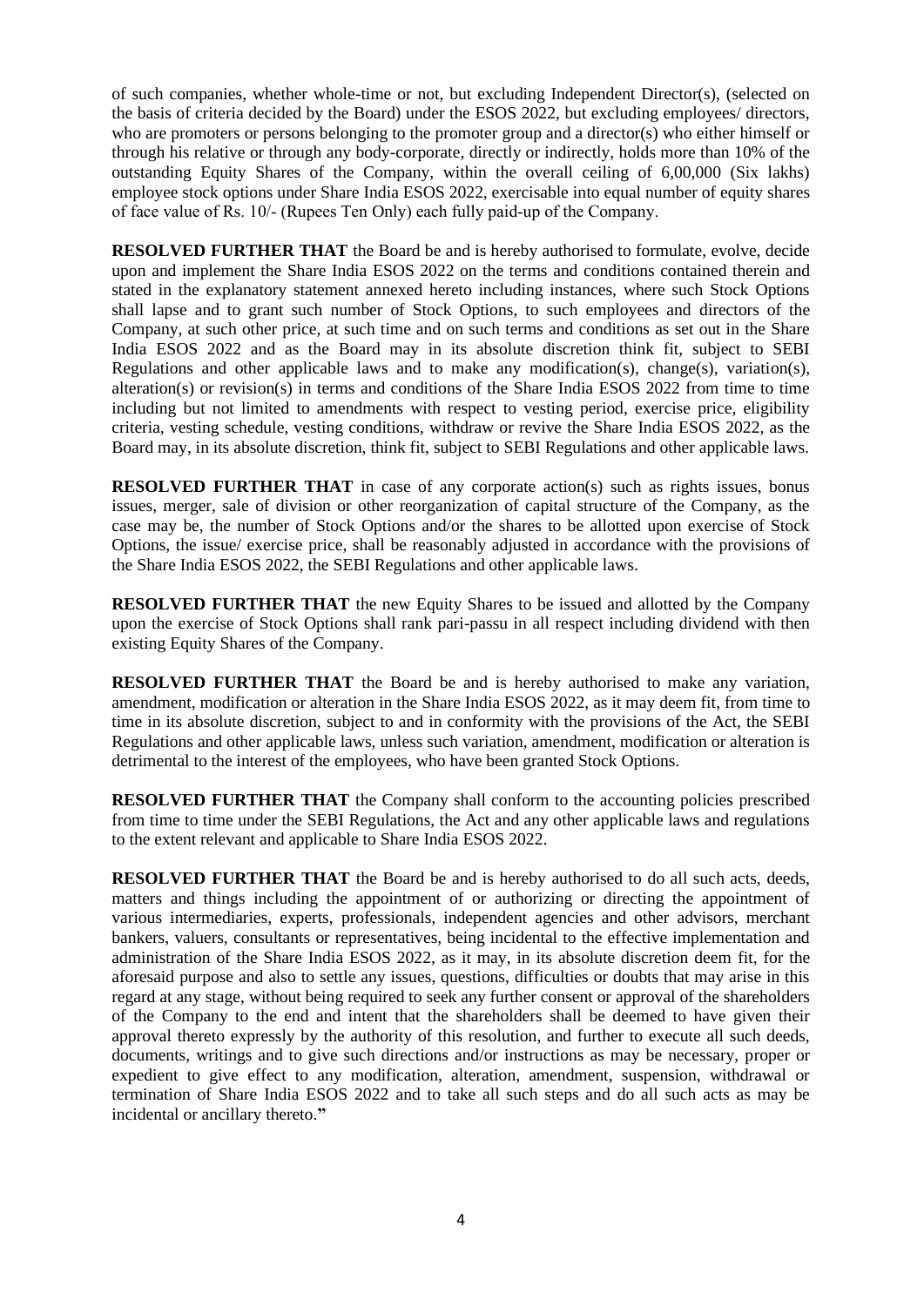of such companies, whether whole-time or not, but excluding Independent Director(s), (selected on the basis of criteria decided by the Board) under the ESOS 2022, but excluding employees/ directors, who are promoters or persons belonging to the promoter group and a director(s) who either himself or through his relative or through any body-corporate, directly or indirectly, holds more than 10% of the outstanding Equity Shares of the Company, within the overall ceiling of 6,00,000 (Six lakhs) employee stock options under Share India ESOS 2022, exercisable into equal number of equity shares of face value of Rs. 10/- (Rupees Ten Only) each fully paid-up of the Company.

**RESOLVED FURTHER THAT** the Board be and is hereby authorised to formulate, evolve, decide upon and implement the Share India ESOS 2022 on the terms and conditions contained therein and stated in the explanatory statement annexed hereto including instances, where such Stock Options shall lapse and to grant such number of Stock Options, to such employees and directors of the Company, at such other price, at such time and on such terms and conditions as set out in the Share India ESOS 2022 and as the Board may in its absolute discretion think fit, subject to SEBI Regulations and other applicable laws and to make any modification(s), change(s), variation(s), alteration(s) or revision(s) in terms and conditions of the Share India ESOS 2022 from time to time including but not limited to amendments with respect to vesting period, exercise price, eligibility criteria, vesting schedule, vesting conditions, withdraw or revive the Share India ESOS 2022, as the Board may, in its absolute discretion, think fit, subject to SEBI Regulations and other applicable laws.

**RESOLVED FURTHER THAT** in case of any corporate action(s) such as rights issues, bonus issues, merger, sale of division or other reorganization of capital structure of the Company, as the case may be, the number of Stock Options and/or the shares to be allotted upon exercise of Stock Options, the issue/ exercise price, shall be reasonably adjusted in accordance with the provisions of the Share India ESOS 2022, the SEBI Regulations and other applicable laws.

**RESOLVED FURTHER THAT** the new Equity Shares to be issued and allotted by the Company upon the exercise of Stock Options shall rank pari-passu in all respect including dividend with then existing Equity Shares of the Company.

**RESOLVED FURTHER THAT** the Board be and is hereby authorised to make any variation, amendment, modification or alteration in the Share India ESOS 2022, as it may deem fit, from time to time in its absolute discretion, subject to and in conformity with the provisions of the Act, the SEBI Regulations and other applicable laws, unless such variation, amendment, modification or alteration is detrimental to the interest of the employees, who have been granted Stock Options.

**RESOLVED FURTHER THAT** the Company shall conform to the accounting policies prescribed from time to time under the SEBI Regulations, the Act and any other applicable laws and regulations to the extent relevant and applicable to Share India ESOS 2022.

**RESOLVED FURTHER THAT** the Board be and is hereby authorised to do all such acts, deeds, matters and things including the appointment of or authorizing or directing the appointment of various intermediaries, experts, professionals, independent agencies and other advisors, merchant bankers, valuers, consultants or representatives, being incidental to the effective implementation and administration of the Share India ESOS 2022, as it may, in its absolute discretion deem fit, for the aforesaid purpose and also to settle any issues, questions, difficulties or doubts that may arise in this regard at any stage, without being required to seek any further consent or approval of the shareholders of the Company to the end and intent that the shareholders shall be deemed to have given their approval thereto expressly by the authority of this resolution, and further to execute all such deeds, documents, writings and to give such directions and/or instructions as may be necessary, proper or expedient to give effect to any modification, alteration, amendment, suspension, withdrawal or termination of Share India ESOS 2022 and to take all such steps and do all such acts as may be incidental or ancillary thereto.**"**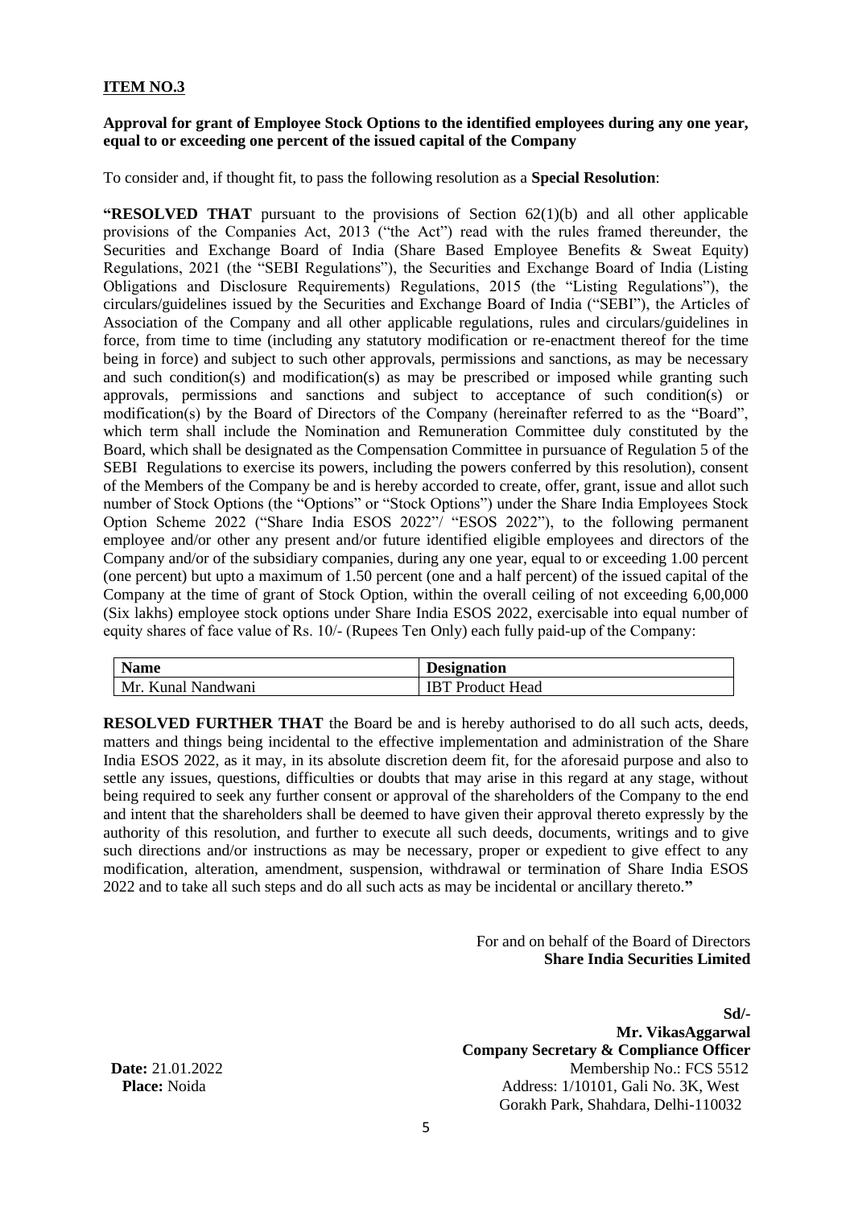**ITEM NO.3**

**Approval for grant of Employee Stock Options to the identified employees during any one year, equal to or exceeding one percent of the issued capital of the Company**

To consider and, if thought fit, to pass the following resolution as a **Special Resolution**:

**"RESOLVED THAT** pursuant to the provisions of Section 62(1)(b) and all other applicable provisions of the Companies Act, 2013 ("the Act") read with the rules framed thereunder, the Securities and Exchange Board of India (Share Based Employee Benefits & Sweat Equity) Regulations, 2021 (the "SEBI Regulations"), the Securities and Exchange Board of India (Listing Obligations and Disclosure Requirements) Regulations, 2015 (the "Listing Regulations"), the circulars/guidelines issued by the Securities and Exchange Board of India ("SEBI"), the Articles of Association of the Company and all other applicable regulations, rules and circulars/guidelines in force, from time to time (including any statutory modification or re-enactment thereof for the time being in force) and subject to such other approvals, permissions and sanctions, as may be necessary and such condition(s) and modification(s) as may be prescribed or imposed while granting such approvals, permissions and sanctions and subject to acceptance of such condition(s) or modification(s) by the Board of Directors of the Company (hereinafter referred to as the "Board", which term shall include the Nomination and Remuneration Committee duly constituted by the Board, which shall be designated as the Compensation Committee in pursuance of Regulation 5 of the SEBI Regulations to exercise its powers, including the powers conferred by this resolution), consent of the Members of the Company be and is hereby accorded to create, offer, grant, issue and allot such number of Stock Options (the "Options" or "Stock Options") under the Share India Employees Stock Option Scheme 2022 ("Share India ESOS 2022"/ "ESOS 2022"), to the following permanent employee and/or other any present and/or future identified eligible employees and directors of the Company and/or of the subsidiary companies, during any one year, equal to or exceeding 1.00 percent (one percent) but upto a maximum of 1.50 percent (one and a half percent) of the issued capital of the Company at the time of grant of Stock Option, within the overall ceiling of not exceeding 6,00,000 (Six lakhs) employee stock options under Share India ESOS 2022, exercisable into equal number of equity shares of face value of Rs. 10/- (Rupees Ten Only) each fully paid-up of the Company:

| Name | Designation |
|---|---|
| Mr. Kunal Nandwani | IBT Product Head |

**RESOLVED FURTHER THAT** the Board be and is hereby authorised to do all such acts, deeds, matters and things being incidental to the effective implementation and administration of the Share India ESOS 2022, as it may, in its absolute discretion deem fit, for the aforesaid purpose and also to settle any issues, questions, difficulties or doubts that may arise in this regard at any stage, without being required to seek any further consent or approval of the shareholders of the Company to the end and intent that the shareholders shall be deemed to have given their approval thereto expressly by the authority of this resolution, and further to execute all such deeds, documents, writings and to give such directions and/or instructions as may be necessary, proper or expedient to give effect to any modification, alteration, amendment, suspension, withdrawal or termination of Share India ESOS 2022 and to take all such steps and do all such acts as may be incidental or ancillary thereto.**"**

For and on behalf of the Board of Directors
**Share India Securities Limited**

**Sd/-**
**Mr. VikasAggarwal**
**Company Secretary & Compliance Officer**
Membership No.: FCS 5512
Address: 1/10101, Gali No. 3K, West Gorakh Park, Shahdara, Delhi-110032

**Date:** 21.01.2022
**Place:** Noida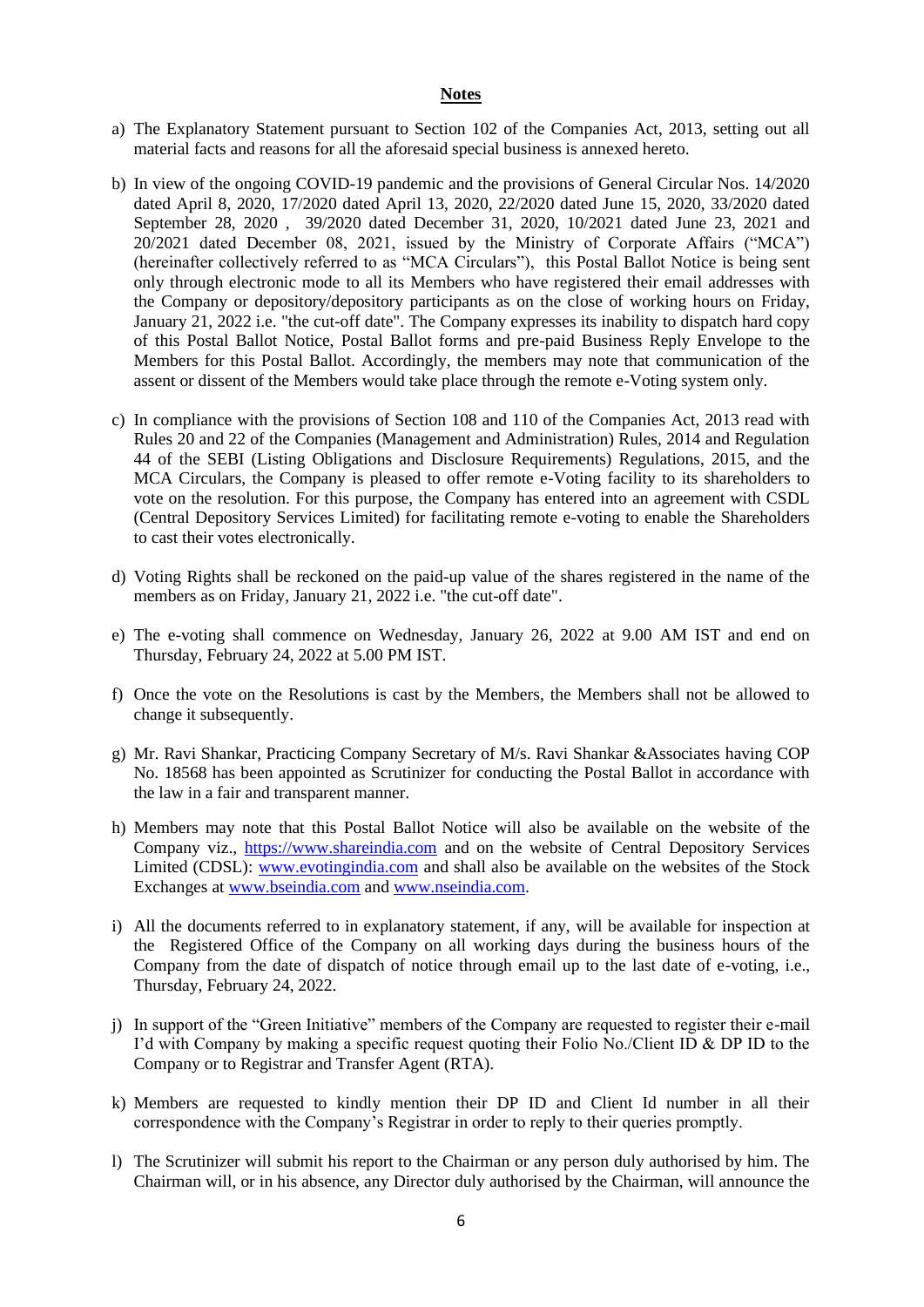## Notes

a) The Explanatory Statement pursuant to Section 102 of the Companies Act, 2013, setting out all material facts and reasons for all the aforesaid special business is annexed hereto.

b) In view of the ongoing COVID-19 pandemic and the provisions of General Circular Nos. 14/2020 dated April 8, 2020, 17/2020 dated April 13, 2020, 22/2020 dated June 15, 2020, 33/2020 dated September 28, 2020 , 39/2020 dated December 31, 2020, 10/2021 dated June 23, 2021 and 20/2021 dated December 08, 2021, issued by the Ministry of Corporate Affairs ("MCA") (hereinafter collectively referred to as "MCA Circulars"), this Postal Ballot Notice is being sent only through electronic mode to all its Members who have registered their email addresses with the Company or depository/depository participants as on the close of working hours on Friday, January 21, 2022 i.e. "the cut-off date". The Company expresses its inability to dispatch hard copy of this Postal Ballot Notice, Postal Ballot forms and pre-paid Business Reply Envelope to the Members for this Postal Ballot. Accordingly, the members may note that communication of the assent or dissent of the Members would take place through the remote e-Voting system only.

c) In compliance with the provisions of Section 108 and 110 of the Companies Act, 2013 read with Rules 20 and 22 of the Companies (Management and Administration) Rules, 2014 and Regulation 44 of the SEBI (Listing Obligations and Disclosure Requirements) Regulations, 2015, and the MCA Circulars, the Company is pleased to offer remote e-Voting facility to its shareholders to vote on the resolution. For this purpose, the Company has entered into an agreement with CSDL (Central Depository Services Limited) for facilitating remote e-voting to enable the Shareholders to cast their votes electronically.

d) Voting Rights shall be reckoned on the paid-up value of the shares registered in the name of the members as on Friday, January 21, 2022 i.e. "the cut-off date".

e) The e-voting shall commence on Wednesday, January 26, 2022 at 9.00 AM IST and end on Thursday, February 24, 2022 at 5.00 PM IST.

f) Once the vote on the Resolutions is cast by the Members, the Members shall not be allowed to change it subsequently.

g) Mr. Ravi Shankar, Practicing Company Secretary of M/s. Ravi Shankar &Associates having COP No. 18568 has been appointed as Scrutinizer for conducting the Postal Ballot in accordance with the law in a fair and transparent manner.

h) Members may note that this Postal Ballot Notice will also be available on the website of the Company viz., https://www.shareindia.com and on the website of Central Depository Services Limited (CDSL): www.evotingindia.com and shall also be available on the websites of the Stock Exchanges at www.bseindia.com and www.nseindia.com.

i) All the documents referred to in explanatory statement, if any, will be available for inspection at the Registered Office of the Company on all working days during the business hours of the Company from the date of dispatch of notice through email up to the last date of e-voting, i.e., Thursday, February 24, 2022.

j) In support of the "Green Initiative" members of the Company are requested to register their e-mail I'd with Company by making a specific request quoting their Folio No./Client ID & DP ID to the Company or to Registrar and Transfer Agent (RTA).

k) Members are requested to kindly mention their DP ID and Client Id number in all their correspondence with the Company's Registrar in order to reply to their queries promptly.

l) The Scrutinizer will submit his report to the Chairman or any person duly authorised by him. The Chairman will, or in his absence, any Director duly authorised by the Chairman, will announce the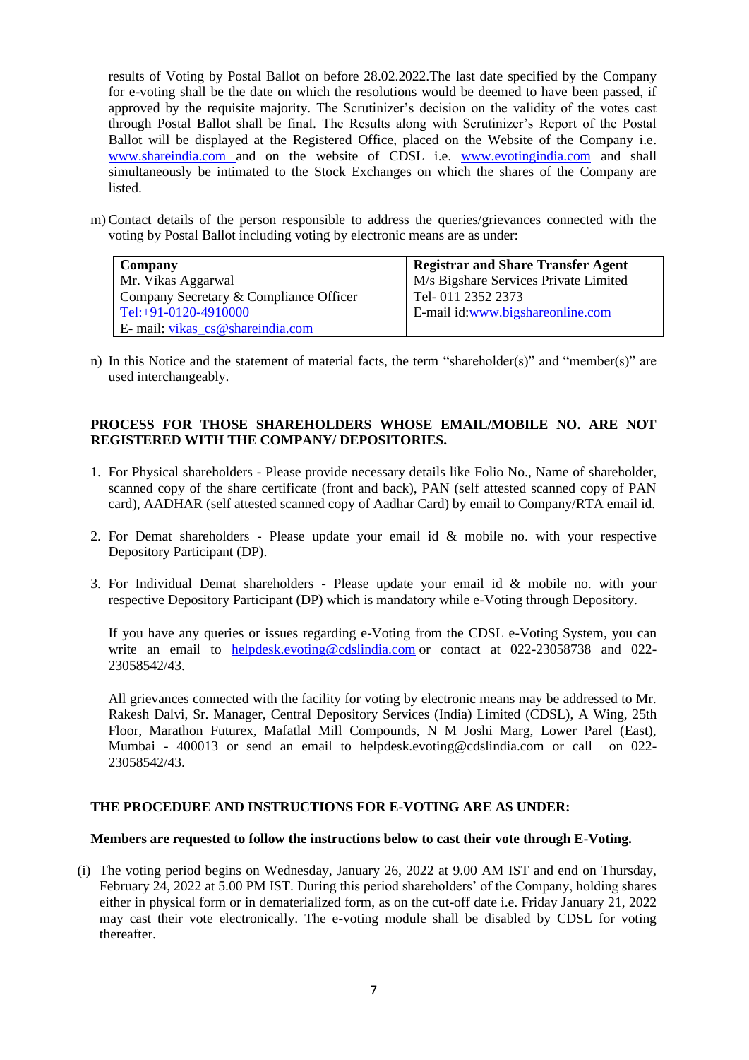results of Voting by Postal Ballot on before 28.02.2022.The last date specified by the Company for e-voting shall be the date on which the resolutions would be deemed to have been passed, if approved by the requisite majority. The Scrutinizer's decision on the validity of the votes cast through Postal Ballot shall be final. The Results along with Scrutinizer's Report of the Postal Ballot will be displayed at the Registered Office, placed on the Website of the Company i.e. www.shareindia.com and on the website of CDSL i.e. www.evotingindia.com and shall simultaneously be intimated to the Stock Exchanges on which the shares of the Company are listed.

m) Contact details of the person responsible to address the queries/grievances connected with the voting by Postal Ballot including voting by electronic means are as under:

| **Company** | **Registrar and Share Transfer Agent** |
|---|---|
| Mr. Vikas Aggarwal<br>Company Secretary & Compliance Officer<br>Tel:+91-0120-4910000<br>E- mail: vikas_cs@shareindia.com | M/s Bigshare Services Private Limited<br>Tel- 011 2352 2373<br>E-mail id:www.bigshareonline.com |

n) In this Notice and the statement of material facts, the term "shareholder(s)" and "member(s)" are used interchangeably.

**PROCESS FOR THOSE SHAREHOLDERS WHOSE EMAIL/MOBILE NO. ARE NOT REGISTERED WITH THE COMPANY/ DEPOSITORIES.**

1. For Physical shareholders - Please provide necessary details like Folio No., Name of shareholder, scanned copy of the share certificate (front and back), PAN (self attested scanned copy of PAN card), AADHAR (self attested scanned copy of Aadhar Card) by email to Company/RTA email id.

2. For Demat shareholders - Please update your email id & mobile no. with your respective Depository Participant (DP).

3. For Individual Demat shareholders - Please update your email id & mobile no. with your respective Depository Participant (DP) which is mandatory while e-Voting through Depository.

   If you have any queries or issues regarding e-Voting from the CDSL e-Voting System, you can write an email to helpdesk.evoting@cdslindia.com or contact at 022-23058738 and 022-23058542/43.

   All grievances connected with the facility for voting by electronic means may be addressed to Mr. Rakesh Dalvi, Sr. Manager, Central Depository Services (India) Limited (CDSL), A Wing, 25th Floor, Marathon Futurex, Mafatlal Mill Compounds, N M Joshi Marg, Lower Parel (East), Mumbai - 400013 or send an email to helpdesk.evoting@cdslindia.com or call on 022-23058542/43.

**THE PROCEDURE AND INSTRUCTIONS FOR E-VOTING ARE AS UNDER:**

**Members are requested to follow the instructions below to cast their vote through E-Voting.**

(i) The voting period begins on Wednesday, January 26, 2022 at 9.00 AM IST and end on Thursday, February 24, 2022 at 5.00 PM IST. During this period shareholders' of the Company, holding shares either in physical form or in dematerialized form, as on the cut-off date i.e. Friday January 21, 2022 may cast their vote electronically. The e-voting module shall be disabled by CDSL for voting thereafter.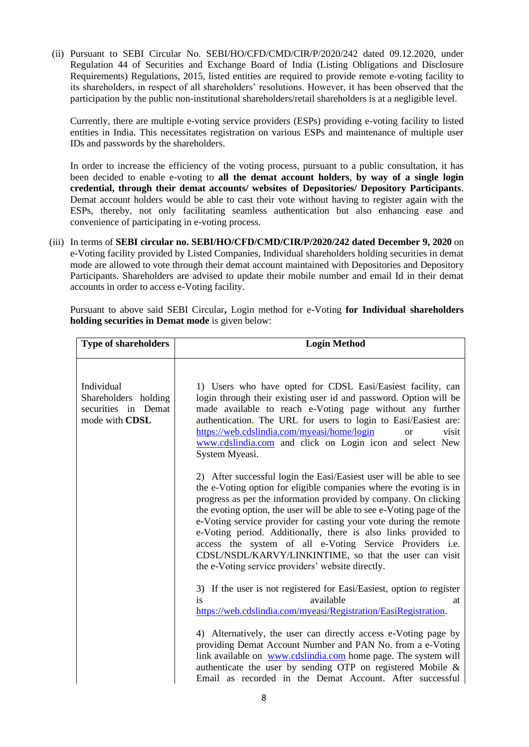(ii) Pursuant to SEBI Circular No. SEBI/HO/CFD/CMD/CIR/P/2020/242 dated 09.12.2020, under Regulation 44 of Securities and Exchange Board of India (Listing Obligations and Disclosure Requirements) Regulations, 2015, listed entities are required to provide remote e-voting facility to its shareholders, in respect of all shareholders' resolutions. However, it has been observed that the participation by the public non-institutional shareholders/retail shareholders is at a negligible level.

Currently, there are multiple e-voting service providers (ESPs) providing e-voting facility to listed entities in India. This necessitates registration on various ESPs and maintenance of multiple user IDs and passwords by the shareholders.

In order to increase the efficiency of the voting process, pursuant to a public consultation, it has been decided to enable e-voting to **all the demat account holders**, **by way of a single login credential, through their demat accounts/ websites of Depositories/ Depository Participants**. Demat account holders would be able to cast their vote without having to register again with the ESPs, thereby, not only facilitating seamless authentication but also enhancing ease and convenience of participating in e-voting process.

(iii) In terms of **SEBI circular no. SEBI/HO/CFD/CMD/CIR/P/2020/242 dated December 9, 2020** on e-Voting facility provided by Listed Companies, Individual shareholders holding securities in demat mode are allowed to vote through their demat account maintained with Depositories and Depository Participants. Shareholders are advised to update their mobile number and email Id in their demat accounts in order to access e-Voting facility.

Pursuant to above said SEBI Circular**,** Login method for e-Voting **for Individual shareholders holding securities in Demat mode** is given below:

| Type of shareholders | Login Method |
|---|---|
| Individual Shareholders holding securities in Demat mode with **CDSL** | 1) Users who have opted for CDSL Easi/Easiest facility, can login through their existing user id and password. Option will be made available to reach e-Voting page without any further authentication. The URL for users to login to Easi/Easiest are: https://web.cdslindia.com/myeasi/home/login or visit www.cdslindia.com and click on Login icon and select New System Myeasi.<br><br>2) After successful login the Easi/Easiest user will be able to see the e-Voting option for eligible companies where the evoting is in progress as per the information provided by company. On clicking the evoting option, the user will be able to see e-Voting page of the e-Voting service provider for casting your vote during the remote e-Voting period. Additionally, there is also links provided to access the system of all e-Voting Service Providers i.e. CDSL/NSDL/KARVY/LINKINTIME, so that the user can visit the e-Voting service providers' website directly.<br><br>3) If the user is not registered for Easi/Easiest, option to register is available at https://web.cdslindia.com/myeasi/Registration/EasiRegistration.<br><br>4) Alternatively, the user can directly access e-Voting page by providing Demat Account Number and PAN No. from a e-Voting link available on www.cdslindia.com home page. The system will authenticate the user by sending OTP on registered Mobile & Email as recorded in the Demat Account. After successful |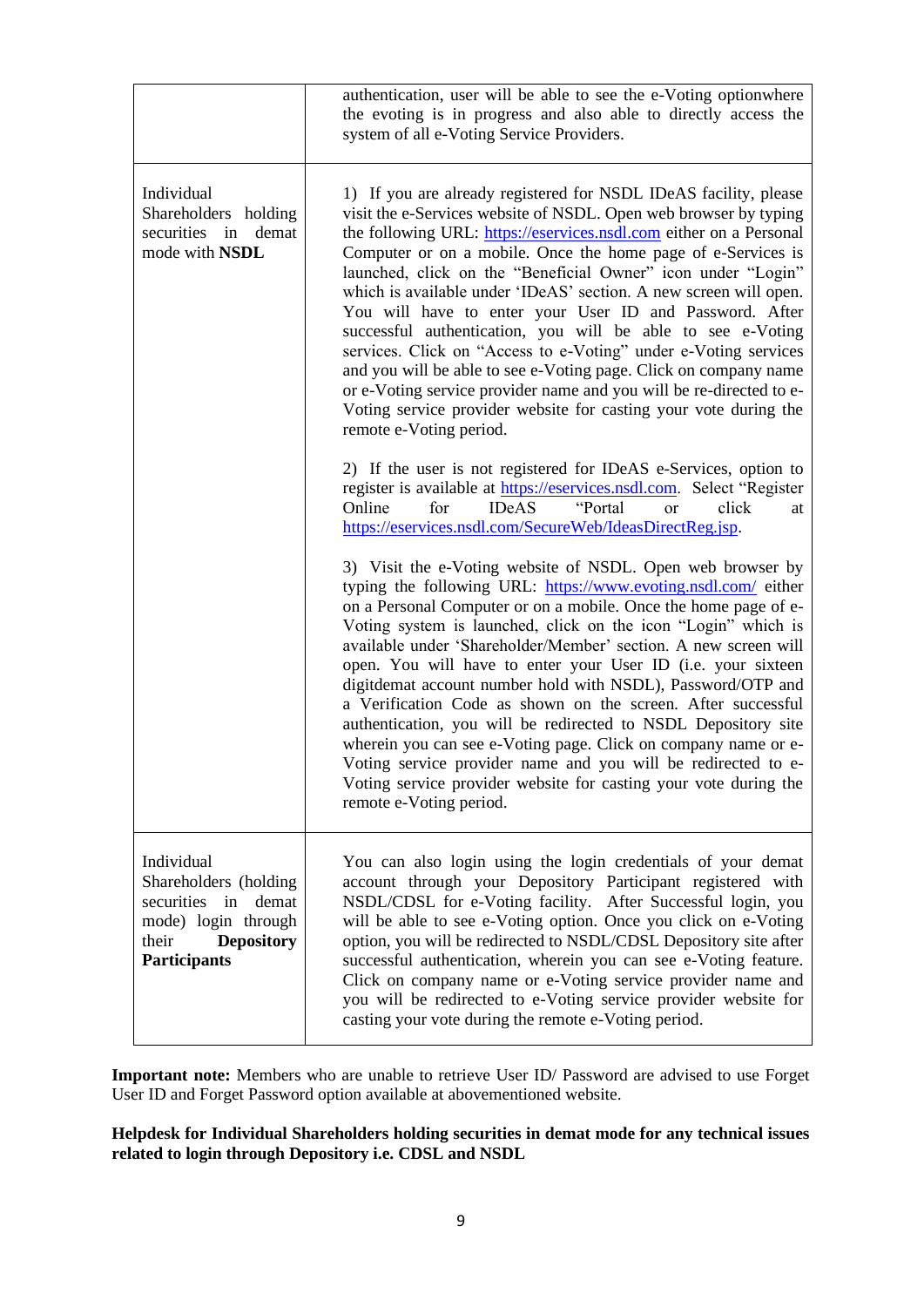| | |
|---|---|
| | authentication, user will be able to see the e-Voting optionwhere the evoting is in progress and also able to directly access the system of all e-Voting Service Providers. |
| Individual Shareholders holding securities in demat mode with **NSDL** | 1) If you are already registered for NSDL IDeAS facility, please visit the e-Services website of NSDL. Open web browser by typing the following URL: https://eservices.nsdl.com either on a Personal Computer or on a mobile. Once the home page of e-Services is launched, click on the "Beneficial Owner" icon under "Login" which is available under 'IDeAS' section. A new screen will open. You will have to enter your User ID and Password. After successful authentication, you will be able to see e-Voting services. Click on "Access to e-Voting" under e-Voting services and you will be able to see e-Voting page. Click on company name or e-Voting service provider name and you will be re-directed to e-Voting service provider website for casting your vote during the remote e-Voting period.<br><br>2) If the user is not registered for IDeAS e-Services, option to register is available at https://eservices.nsdl.com. Select "Register Online for IDeAS "Portal or click at https://eservices.nsdl.com/SecureWeb/IdeasDirectReg.jsp.<br><br>3) Visit the e-Voting website of NSDL. Open web browser by typing the following URL: https://www.evoting.nsdl.com/ either on a Personal Computer or on a mobile. Once the home page of e-Voting system is launched, click on the icon "Login" which is available under 'Shareholder/Member' section. A new screen will open. You will have to enter your User ID (i.e. your sixteen digitdemat account number hold with NSDL), Password/OTP and a Verification Code as shown on the screen. After successful authentication, you will be redirected to NSDL Depository site wherein you can see e-Voting page. Click on company name or e-Voting service provider name and you will be redirected to e-Voting service provider website for casting your vote during the remote e-Voting period. |
| Individual Shareholders (holding securities in demat mode) login through their **Depository Participants** | You can also login using the login credentials of your demat account through your Depository Participant registered with NSDL/CDSL for e-Voting facility. After Successful login, you will be able to see e-Voting option. Once you click on e-Voting option, you will be redirected to NSDL/CDSL Depository site after successful authentication, wherein you can see e-Voting feature. Click on company name or e-Voting service provider name and you will be redirected to e-Voting service provider website for casting your vote during the remote e-Voting period. |

**Important note:** Members who are unable to retrieve User ID/ Password are advised to use Forget User ID and Forget Password option available at abovementioned website.

**Helpdesk for Individual Shareholders holding securities in demat mode for any technical issues related to login through Depository i.e. CDSL and NSDL**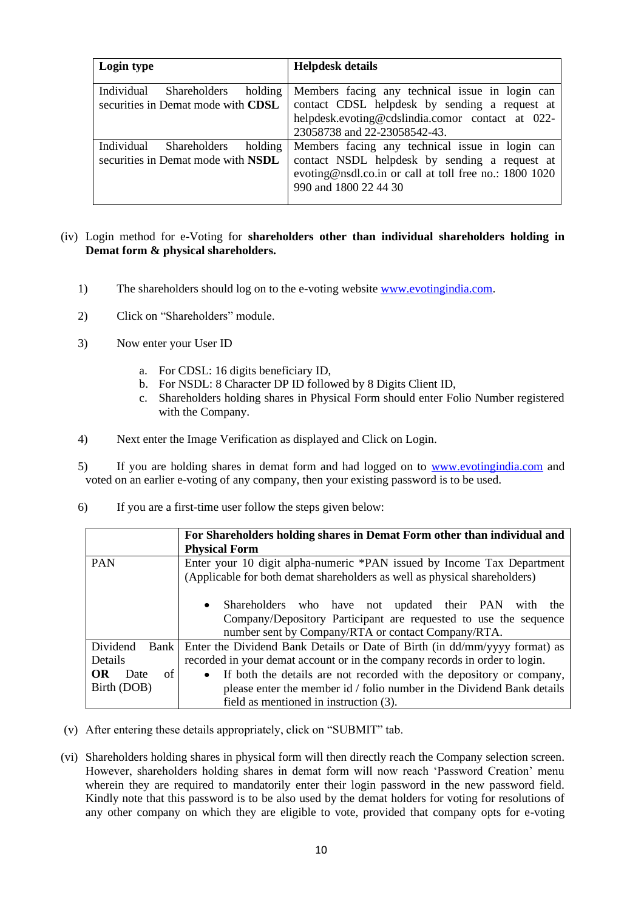| Login type | Helpdesk details |
|---|---|
| Individual Shareholders holding securities in Demat mode with **CDSL** | Members facing any technical issue in login can contact CDSL helpdesk by sending a request at helpdesk.evoting@cdslindia.comor contact at 022-23058738 and 22-23058542-43. |
| Individual Shareholders holding securities in Demat mode with **NSDL** | Members facing any technical issue in login can contact NSDL helpdesk by sending a request at evoting@nsdl.co.in or call at toll free no.: 1800 1020 990 and 1800 22 44 30 |

(iv) Login method for e-Voting for **shareholders other than individual shareholders holding in Demat form & physical shareholders.**

1) The shareholders should log on to the e-voting website www.evotingindia.com.

2) Click on "Shareholders" module.

3) Now enter your User ID

   a. For CDSL: 16 digits beneficiary ID,
   b. For NSDL: 8 Character DP ID followed by 8 Digits Client ID,
   c. Shareholders holding shares in Physical Form should enter Folio Number registered with the Company.

4) Next enter the Image Verification as displayed and Click on Login.

5) If you are holding shares in demat form and had logged on to www.evotingindia.com and voted on an earlier e-voting of any company, then your existing password is to be used.

6) If you are a first-time user follow the steps given below:

| | For Shareholders holding shares in Demat Form other than individual and Physical Form |
|---|---|
| PAN | Enter your 10 digit alpha-numeric *PAN issued by Income Tax Department (Applicable for both demat shareholders as well as physical shareholders)<br><br>• Shareholders who have not updated their PAN with the Company/Depository Participant are requested to use the sequence number sent by Company/RTA or contact Company/RTA. |
| Dividend Bank Details **OR** Date of Birth (DOB) | Enter the Dividend Bank Details or Date of Birth (in dd/mm/yyyy format) as recorded in your demat account or in the company records in order to login.<br>• If both the details are not recorded with the depository or company, please enter the member id / folio number in the Dividend Bank details field as mentioned in instruction (3). |

(v) After entering these details appropriately, click on "SUBMIT" tab.

(vi) Shareholders holding shares in physical form will then directly reach the Company selection screen. However, shareholders holding shares in demat form will now reach 'Password Creation' menu wherein they are required to mandatorily enter their login password in the new password field. Kindly note that this password is to be also used by the demat holders for voting for resolutions of any other company on which they are eligible to vote, provided that company opts for e-voting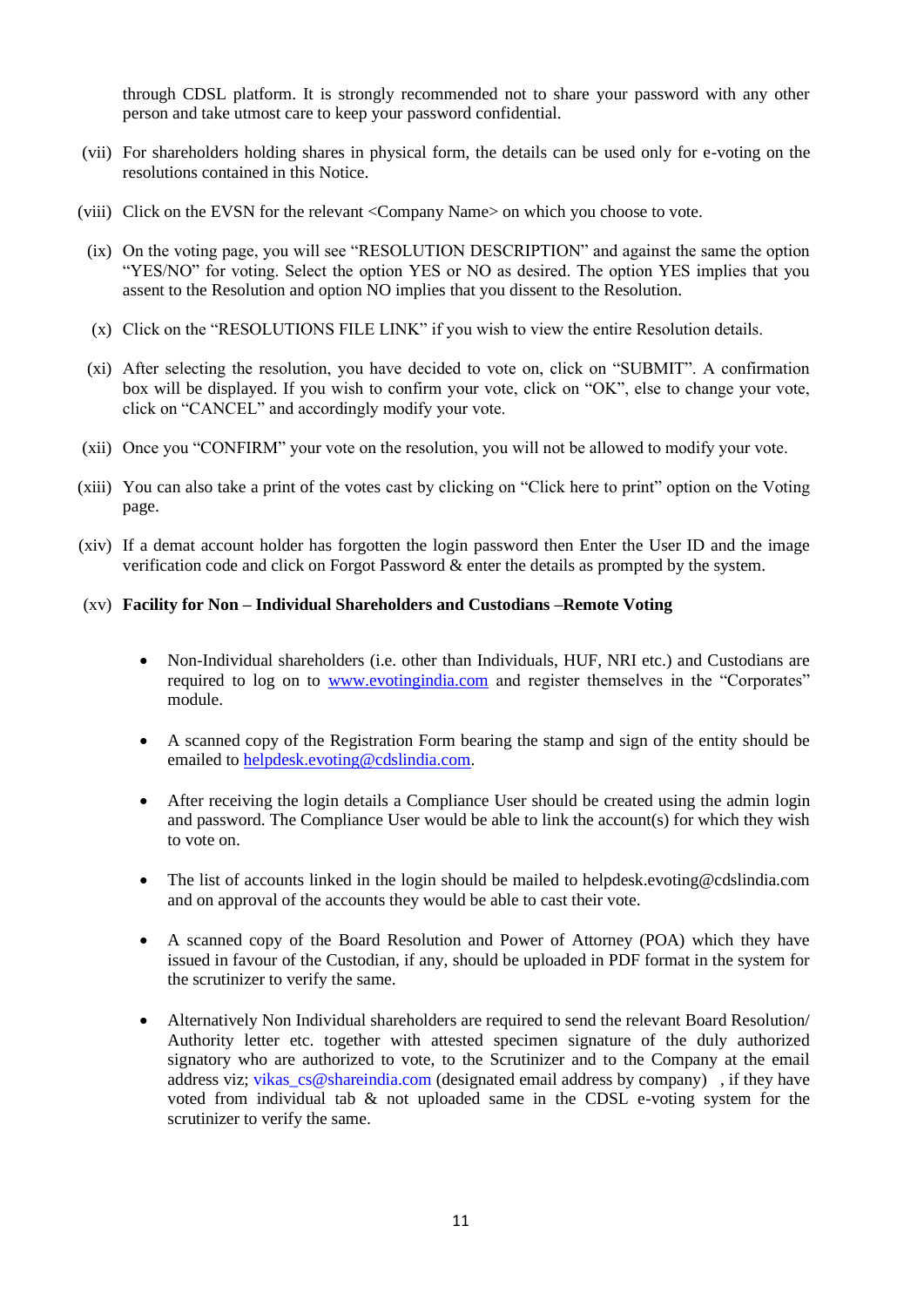through CDSL platform. It is strongly recommended not to share your password with any other person and take utmost care to keep your password confidential.

(vii) For shareholders holding shares in physical form, the details can be used only for e-voting on the resolutions contained in this Notice.

(viii) Click on the EVSN for the relevant <Company Name> on which you choose to vote.

(ix) On the voting page, you will see "RESOLUTION DESCRIPTION" and against the same the option "YES/NO" for voting. Select the option YES or NO as desired. The option YES implies that you assent to the Resolution and option NO implies that you dissent to the Resolution.

(x) Click on the "RESOLUTIONS FILE LINK" if you wish to view the entire Resolution details.

(xi) After selecting the resolution, you have decided to vote on, click on "SUBMIT". A confirmation box will be displayed. If you wish to confirm your vote, click on "OK", else to change your vote, click on "CANCEL" and accordingly modify your vote.

(xii) Once you "CONFIRM" your vote on the resolution, you will not be allowed to modify your vote.

(xiii) You can also take a print of the votes cast by clicking on "Click here to print" option on the Voting page.

(xiv) If a demat account holder has forgotten the login password then Enter the User ID and the image verification code and click on Forgot Password & enter the details as prompted by the system.

(xv) **Facility for Non – Individual Shareholders and Custodians –Remote Voting**

- Non-Individual shareholders (i.e. other than Individuals, HUF, NRI etc.) and Custodians are required to log on to www.evotingindia.com and register themselves in the "Corporates" module.

- A scanned copy of the Registration Form bearing the stamp and sign of the entity should be emailed to helpdesk.evoting@cdslindia.com.

- After receiving the login details a Compliance User should be created using the admin login and password. The Compliance User would be able to link the account(s) for which they wish to vote on.

- The list of accounts linked in the login should be mailed to helpdesk.evoting@cdslindia.com and on approval of the accounts they would be able to cast their vote.

- A scanned copy of the Board Resolution and Power of Attorney (POA) which they have issued in favour of the Custodian, if any, should be uploaded in PDF format in the system for the scrutinizer to verify the same.

- Alternatively Non Individual shareholders are required to send the relevant Board Resolution/ Authority letter etc. together with attested specimen signature of the duly authorized signatory who are authorized to vote, to the Scrutinizer and to the Company at the email address viz; vikas_cs@shareindia.com (designated email address by company) , if they have voted from individual tab & not uploaded same in the CDSL e-voting system for the scrutinizer to verify the same.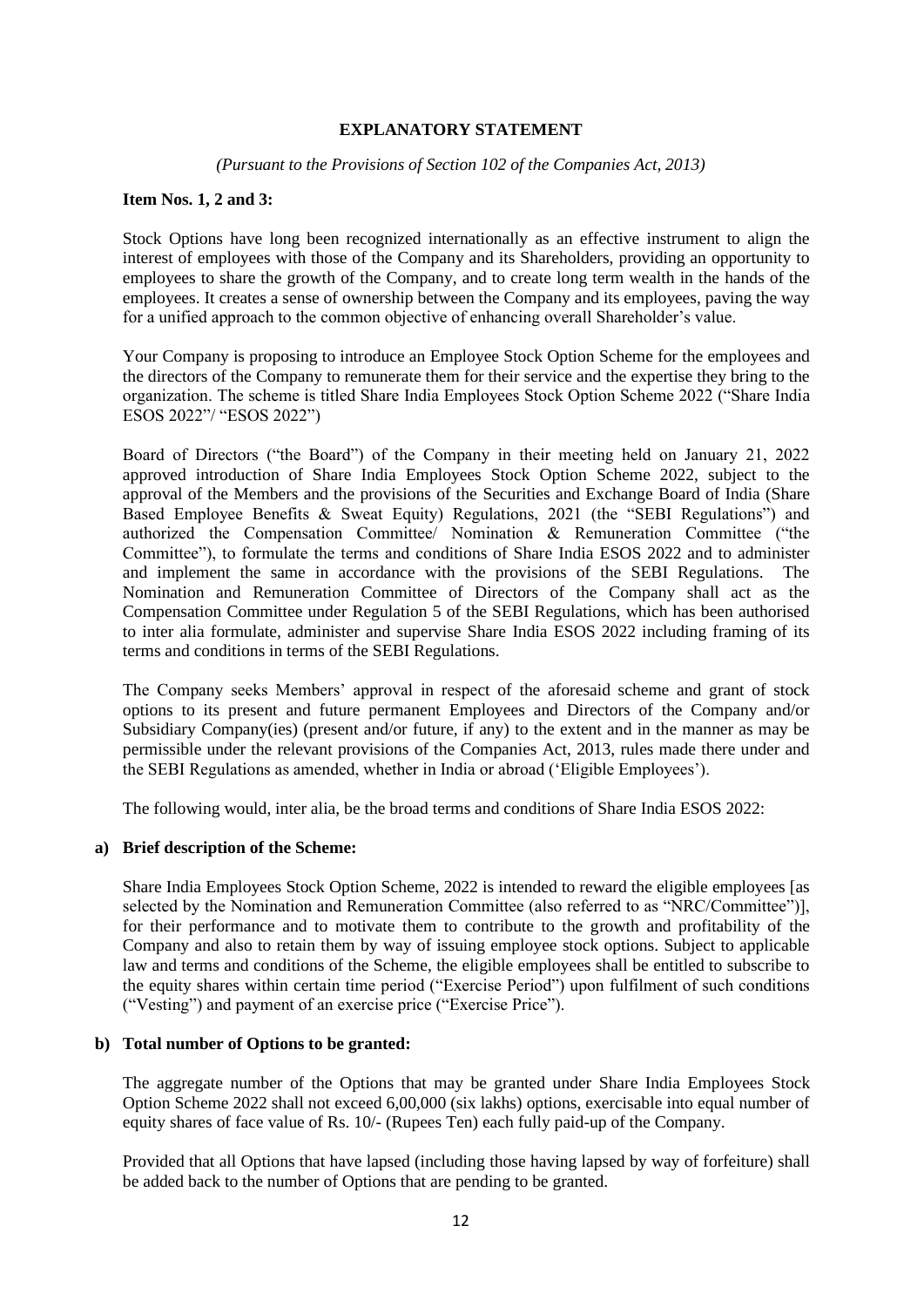## EXPLANATORY STATEMENT

*(Pursuant to the Provisions of Section 102 of the Companies Act, 2013)*

**Item Nos. 1, 2 and 3:**

Stock Options have long been recognized internationally as an effective instrument to align the interest of employees with those of the Company and its Shareholders, providing an opportunity to employees to share the growth of the Company, and to create long term wealth in the hands of the employees. It creates a sense of ownership between the Company and its employees, paving the way for a unified approach to the common objective of enhancing overall Shareholder's value.

Your Company is proposing to introduce an Employee Stock Option Scheme for the employees and the directors of the Company to remunerate them for their service and the expertise they bring to the organization. The scheme is titled Share India Employees Stock Option Scheme 2022 ("Share India ESOS 2022"/ "ESOS 2022")

Board of Directors ("the Board") of the Company in their meeting held on January 21, 2022 approved introduction of Share India Employees Stock Option Scheme 2022, subject to the approval of the Members and the provisions of the Securities and Exchange Board of India (Share Based Employee Benefits & Sweat Equity) Regulations, 2021 (the "SEBI Regulations") and authorized the Compensation Committee/ Nomination & Remuneration Committee ("the Committee"), to formulate the terms and conditions of Share India ESOS 2022 and to administer and implement the same in accordance with the provisions of the SEBI Regulations. The Nomination and Remuneration Committee of Directors of the Company shall act as the Compensation Committee under Regulation 5 of the SEBI Regulations, which has been authorised to inter alia formulate, administer and supervise Share India ESOS 2022 including framing of its terms and conditions in terms of the SEBI Regulations.

The Company seeks Members' approval in respect of the aforesaid scheme and grant of stock options to its present and future permanent Employees and Directors of the Company and/or Subsidiary Company(ies) (present and/or future, if any) to the extent and in the manner as may be permissible under the relevant provisions of the Companies Act, 2013, rules made there under and the SEBI Regulations as amended, whether in India or abroad ('Eligible Employees').

The following would, inter alia, be the broad terms and conditions of Share India ESOS 2022:

**a) Brief description of the Scheme:**

Share India Employees Stock Option Scheme, 2022 is intended to reward the eligible employees [as selected by the Nomination and Remuneration Committee (also referred to as "NRC/Committee")], for their performance and to motivate them to contribute to the growth and profitability of the Company and also to retain them by way of issuing employee stock options. Subject to applicable law and terms and conditions of the Scheme, the eligible employees shall be entitled to subscribe to the equity shares within certain time period ("Exercise Period") upon fulfilment of such conditions ("Vesting") and payment of an exercise price ("Exercise Price").

**b) Total number of Options to be granted:**

The aggregate number of the Options that may be granted under Share India Employees Stock Option Scheme 2022 shall not exceed 6,00,000 (six lakhs) options, exercisable into equal number of equity shares of face value of Rs. 10/- (Rupees Ten) each fully paid-up of the Company.

Provided that all Options that have lapsed (including those having lapsed by way of forfeiture) shall be added back to the number of Options that are pending to be granted.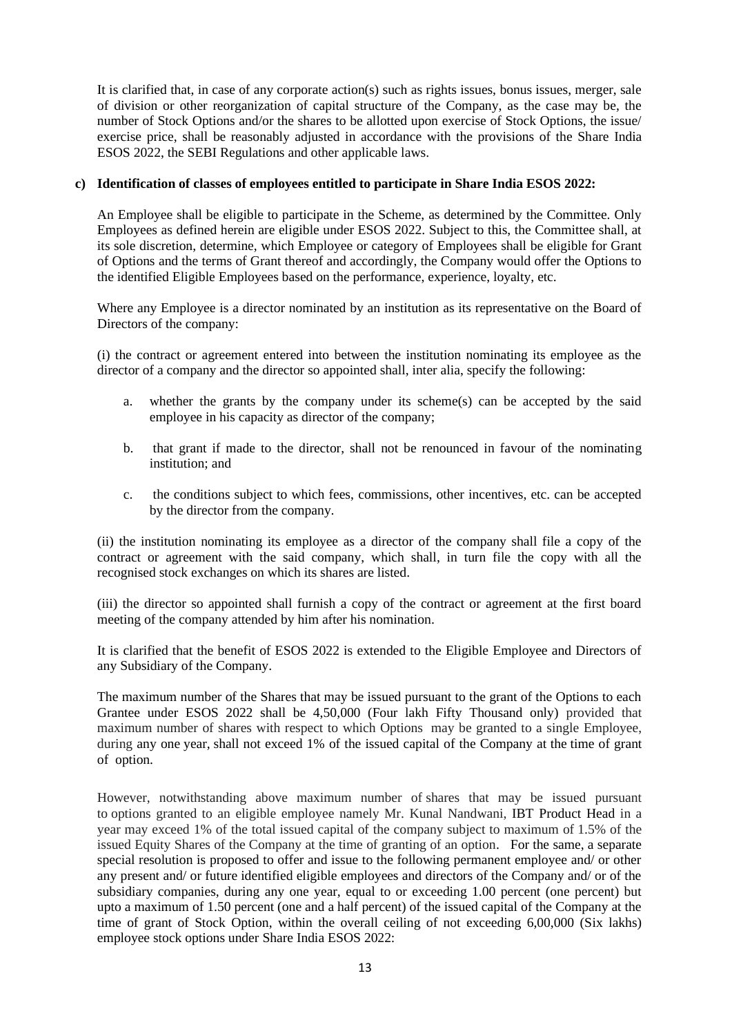It is clarified that, in case of any corporate action(s) such as rights issues, bonus issues, merger, sale of division or other reorganization of capital structure of the Company, as the case may be, the number of Stock Options and/or the shares to be allotted upon exercise of Stock Options, the issue/ exercise price, shall be reasonably adjusted in accordance with the provisions of the Share India ESOS 2022, the SEBI Regulations and other applicable laws.

**c) Identification of classes of employees entitled to participate in Share India ESOS 2022:**

An Employee shall be eligible to participate in the Scheme, as determined by the Committee. Only Employees as defined herein are eligible under ESOS 2022. Subject to this, the Committee shall, at its sole discretion, determine, which Employee or category of Employees shall be eligible for Grant of Options and the terms of Grant thereof and accordingly, the Company would offer the Options to the identified Eligible Employees based on the performance, experience, loyalty, etc.

Where any Employee is a director nominated by an institution as its representative on the Board of Directors of the company:

(i) the contract or agreement entered into between the institution nominating its employee as the director of a company and the director so appointed shall, inter alia, specify the following:

a. whether the grants by the company under its scheme(s) can be accepted by the said employee in his capacity as director of the company;

b. that grant if made to the director, shall not be renounced in favour of the nominating institution; and

c. the conditions subject to which fees, commissions, other incentives, etc. can be accepted by the director from the company.

(ii) the institution nominating its employee as a director of the company shall file a copy of the contract or agreement with the said company, which shall, in turn file the copy with all the recognised stock exchanges on which its shares are listed.

(iii) the director so appointed shall furnish a copy of the contract or agreement at the first board meeting of the company attended by him after his nomination.

It is clarified that the benefit of ESOS 2022 is extended to the Eligible Employee and Directors of any Subsidiary of the Company.

The maximum number of the Shares that may be issued pursuant to the grant of the Options to each Grantee under ESOS 2022 shall be 4,50,000 (Four lakh Fifty Thousand only) provided that maximum number of shares with respect to which Options may be granted to a single Employee, during any one year, shall not exceed 1% of the issued capital of the Company at the time of grant of option.

However, notwithstanding above maximum number of shares that may be issued pursuant to options granted to an eligible employee namely Mr. Kunal Nandwani, IBT Product Head in a year may exceed 1% of the total issued capital of the company subject to maximum of 1.5% of the issued Equity Shares of the Company at the time of granting of an option. For the same, a separate special resolution is proposed to offer and issue to the following permanent employee and/ or other any present and/ or future identified eligible employees and directors of the Company and/ or of the subsidiary companies, during any one year, equal to or exceeding 1.00 percent (one percent) but upto a maximum of 1.50 percent (one and a half percent) of the issued capital of the Company at the time of grant of Stock Option, within the overall ceiling of not exceeding 6,00,000 (Six lakhs) employee stock options under Share India ESOS 2022: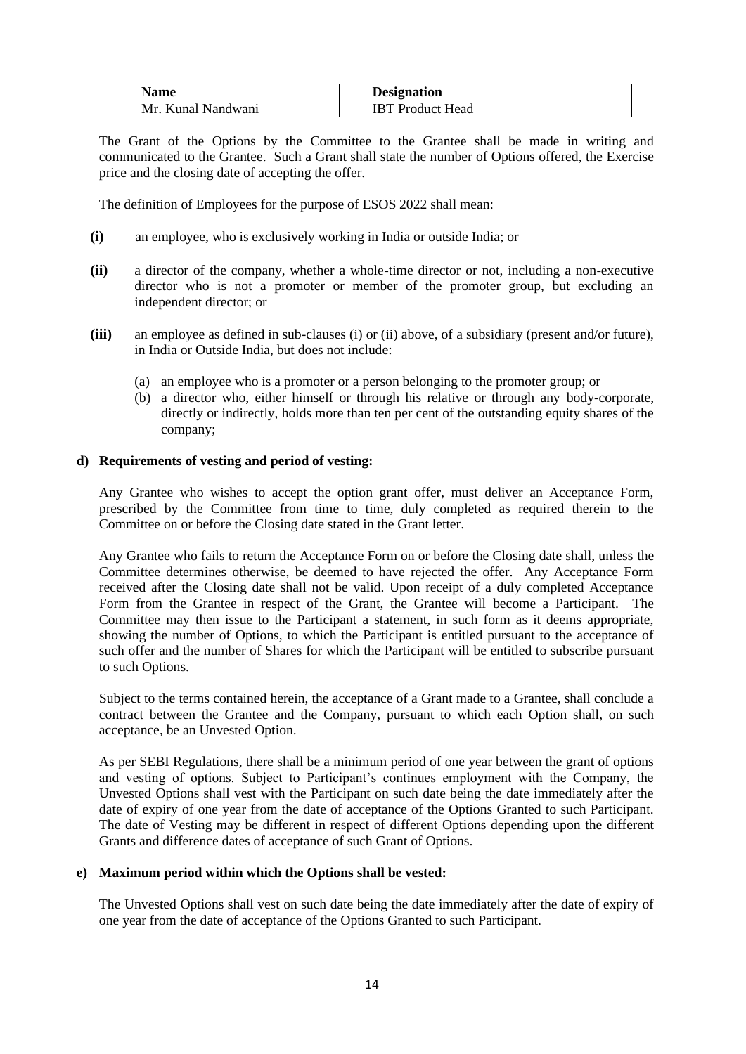| Name | Designation |
|---|---|
| Mr. Kunal Nandwani | IBT Product Head |

The Grant of the Options by the Committee to the Grantee shall be made in writing and communicated to the Grantee. Such a Grant shall state the number of Options offered, the Exercise price and the closing date of accepting the offer.

The definition of Employees for the purpose of ESOS 2022 shall mean:

**(i)** an employee, who is exclusively working in India or outside India; or

**(ii)** a director of the company, whether a whole-time director or not, including a non-executive director who is not a promoter or member of the promoter group, but excluding an independent director; or

**(iii)** an employee as defined in sub-clauses (i) or (ii) above, of a subsidiary (present and/or future), in India or Outside India, but does not include:

(a) an employee who is a promoter or a person belonging to the promoter group; or
(b) a director who, either himself or through his relative or through any body-corporate, directly or indirectly, holds more than ten per cent of the outstanding equity shares of the company;

**d) Requirements of vesting and period of vesting:**

Any Grantee who wishes to accept the option grant offer, must deliver an Acceptance Form, prescribed by the Committee from time to time, duly completed as required therein to the Committee on or before the Closing date stated in the Grant letter.

Any Grantee who fails to return the Acceptance Form on or before the Closing date shall, unless the Committee determines otherwise, be deemed to have rejected the offer. Any Acceptance Form received after the Closing date shall not be valid. Upon receipt of a duly completed Acceptance Form from the Grantee in respect of the Grant, the Grantee will become a Participant. The Committee may then issue to the Participant a statement, in such form as it deems appropriate, showing the number of Options, to which the Participant is entitled pursuant to the acceptance of such offer and the number of Shares for which the Participant will be entitled to subscribe pursuant to such Options.

Subject to the terms contained herein, the acceptance of a Grant made to a Grantee, shall conclude a contract between the Grantee and the Company, pursuant to which each Option shall, on such acceptance, be an Unvested Option.

As per SEBI Regulations, there shall be a minimum period of one year between the grant of options and vesting of options. Subject to Participant's continues employment with the Company, the Unvested Options shall vest with the Participant on such date being the date immediately after the date of expiry of one year from the date of acceptance of the Options Granted to such Participant. The date of Vesting may be different in respect of different Options depending upon the different Grants and difference dates of acceptance of such Grant of Options.

**e) Maximum period within which the Options shall be vested:**

The Unvested Options shall vest on such date being the date immediately after the date of expiry of one year from the date of acceptance of the Options Granted to such Participant.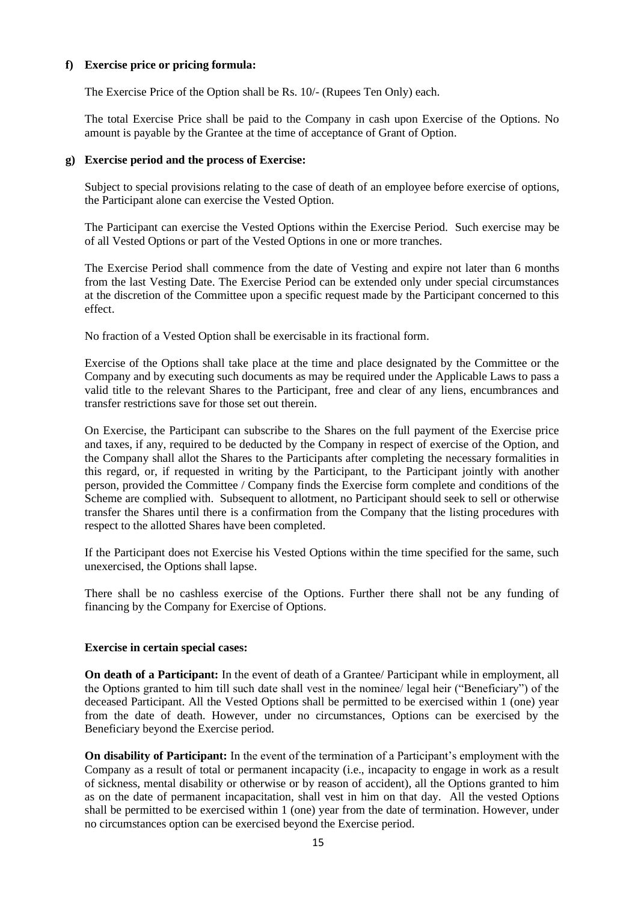**f) Exercise price or pricing formula:**

The Exercise Price of the Option shall be Rs. 10/- (Rupees Ten Only) each.

The total Exercise Price shall be paid to the Company in cash upon Exercise of the Options. No amount is payable by the Grantee at the time of acceptance of Grant of Option.

**g) Exercise period and the process of Exercise:**

Subject to special provisions relating to the case of death of an employee before exercise of options, the Participant alone can exercise the Vested Option.

The Participant can exercise the Vested Options within the Exercise Period. Such exercise may be of all Vested Options or part of the Vested Options in one or more tranches.

The Exercise Period shall commence from the date of Vesting and expire not later than 6 months from the last Vesting Date. The Exercise Period can be extended only under special circumstances at the discretion of the Committee upon a specific request made by the Participant concerned to this effect.

No fraction of a Vested Option shall be exercisable in its fractional form.

Exercise of the Options shall take place at the time and place designated by the Committee or the Company and by executing such documents as may be required under the Applicable Laws to pass a valid title to the relevant Shares to the Participant, free and clear of any liens, encumbrances and transfer restrictions save for those set out therein.

On Exercise, the Participant can subscribe to the Shares on the full payment of the Exercise price and taxes, if any, required to be deducted by the Company in respect of exercise of the Option, and the Company shall allot the Shares to the Participants after completing the necessary formalities in this regard, or, if requested in writing by the Participant, to the Participant jointly with another person, provided the Committee / Company finds the Exercise form complete and conditions of the Scheme are complied with. Subsequent to allotment, no Participant should seek to sell or otherwise transfer the Shares until there is a confirmation from the Company that the listing procedures with respect to the allotted Shares have been completed.

If the Participant does not Exercise his Vested Options within the time specified for the same, such unexercised, the Options shall lapse.

There shall be no cashless exercise of the Options. Further there shall not be any funding of financing by the Company for Exercise of Options.

**Exercise in certain special cases:**

**On death of a Participant:** In the event of death of a Grantee/ Participant while in employment, all the Options granted to him till such date shall vest in the nominee/ legal heir ("Beneficiary") of the deceased Participant. All the Vested Options shall be permitted to be exercised within 1 (one) year from the date of death. However, under no circumstances, Options can be exercised by the Beneficiary beyond the Exercise period.

**On disability of Participant:** In the event of the termination of a Participant's employment with the Company as a result of total or permanent incapacity (i.e., incapacity to engage in work as a result of sickness, mental disability or otherwise or by reason of accident), all the Options granted to him as on the date of permanent incapacitation, shall vest in him on that day. All the vested Options shall be permitted to be exercised within 1 (one) year from the date of termination. However, under no circumstances option can be exercised beyond the Exercise period.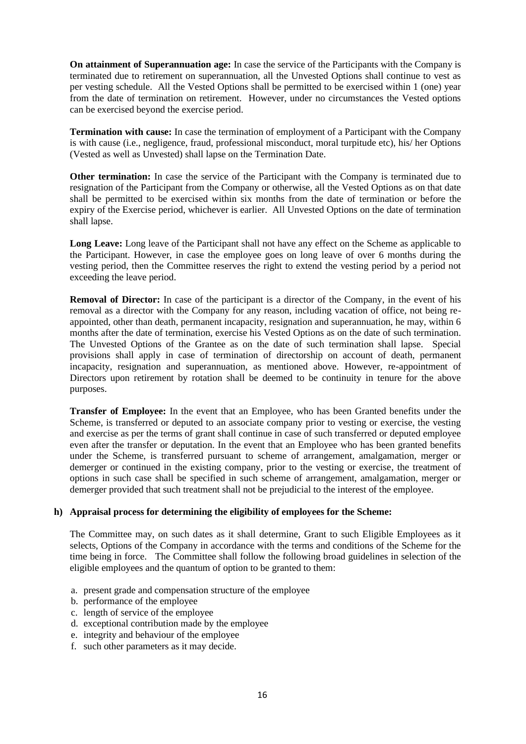**On attainment of Superannuation age:** In case the service of the Participants with the Company is terminated due to retirement on superannuation, all the Unvested Options shall continue to vest as per vesting schedule. All the Vested Options shall be permitted to be exercised within 1 (one) year from the date of termination on retirement. However, under no circumstances the Vested options can be exercised beyond the exercise period.

**Termination with cause:** In case the termination of employment of a Participant with the Company is with cause (i.e., negligence, fraud, professional misconduct, moral turpitude etc), his/ her Options (Vested as well as Unvested) shall lapse on the Termination Date.

**Other termination:** In case the service of the Participant with the Company is terminated due to resignation of the Participant from the Company or otherwise, all the Vested Options as on that date shall be permitted to be exercised within six months from the date of termination or before the expiry of the Exercise period, whichever is earlier. All Unvested Options on the date of termination shall lapse.

**Long Leave:** Long leave of the Participant shall not have any effect on the Scheme as applicable to the Participant. However, in case the employee goes on long leave of over 6 months during the vesting period, then the Committee reserves the right to extend the vesting period by a period not exceeding the leave period.

**Removal of Director:** In case of the participant is a director of the Company, in the event of his removal as a director with the Company for any reason, including vacation of office, not being re-appointed, other than death, permanent incapacity, resignation and superannuation, he may, within 6 months after the date of termination, exercise his Vested Options as on the date of such termination. The Unvested Options of the Grantee as on the date of such termination shall lapse. Special provisions shall apply in case of termination of directorship on account of death, permanent incapacity, resignation and superannuation, as mentioned above. However, re-appointment of Directors upon retirement by rotation shall be deemed to be continuity in tenure for the above purposes.

**Transfer of Employee:** In the event that an Employee, who has been Granted benefits under the Scheme, is transferred or deputed to an associate company prior to vesting or exercise, the vesting and exercise as per the terms of grant shall continue in case of such transferred or deputed employee even after the transfer or deputation. In the event that an Employee who has been granted benefits under the Scheme, is transferred pursuant to scheme of arrangement, amalgamation, merger or demerger or continued in the existing company, prior to the vesting or exercise, the treatment of options in such case shall be specified in such scheme of arrangement, amalgamation, merger or demerger provided that such treatment shall not be prejudicial to the interest of the employee.

**h) Appraisal process for determining the eligibility of employees for the Scheme:**

The Committee may, on such dates as it shall determine, Grant to such Eligible Employees as it selects, Options of the Company in accordance with the terms and conditions of the Scheme for the time being in force. The Committee shall follow the following broad guidelines in selection of the eligible employees and the quantum of option to be granted to them:

a. present grade and compensation structure of the employee
b. performance of the employee
c. length of service of the employee
d. exceptional contribution made by the employee
e. integrity and behaviour of the employee
f. such other parameters as it may decide.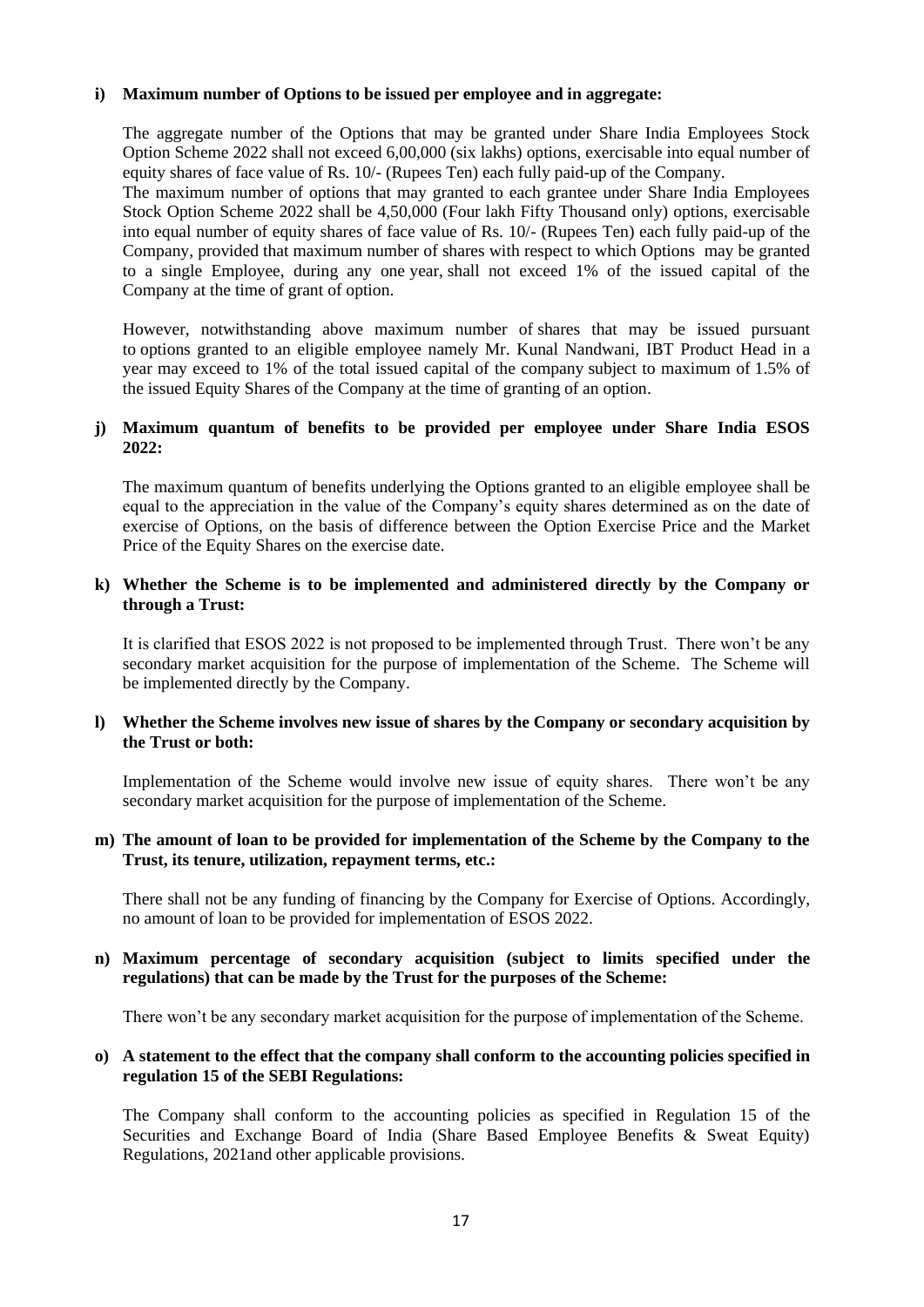**i) Maximum number of Options to be issued per employee and in aggregate:**

The aggregate number of the Options that may be granted under Share India Employees Stock Option Scheme 2022 shall not exceed 6,00,000 (six lakhs) options, exercisable into equal number of equity shares of face value of Rs. 10/- (Rupees Ten) each fully paid-up of the Company.
The maximum number of options that may granted to each grantee under Share India Employees Stock Option Scheme 2022 shall be 4,50,000 (Four lakh Fifty Thousand only) options, exercisable into equal number of equity shares of face value of Rs. 10/- (Rupees Ten) each fully paid-up of the Company, provided that maximum number of shares with respect to which Options may be granted to a single Employee, during any one year, shall not exceed 1% of the issued capital of the Company at the time of grant of option.

However, notwithstanding above maximum number of shares that may be issued pursuant to options granted to an eligible employee namely Mr. Kunal Nandwani, IBT Product Head in a year may exceed to 1% of the total issued capital of the company subject to maximum of 1.5% of the issued Equity Shares of the Company at the time of granting of an option.

**j) Maximum quantum of benefits to be provided per employee under Share India ESOS 2022:**

The maximum quantum of benefits underlying the Options granted to an eligible employee shall be equal to the appreciation in the value of the Company's equity shares determined as on the date of exercise of Options, on the basis of difference between the Option Exercise Price and the Market Price of the Equity Shares on the exercise date.

**k) Whether the Scheme is to be implemented and administered directly by the Company or through a Trust:**

It is clarified that ESOS 2022 is not proposed to be implemented through Trust. There won't be any secondary market acquisition for the purpose of implementation of the Scheme. The Scheme will be implemented directly by the Company.

**l) Whether the Scheme involves new issue of shares by the Company or secondary acquisition by the Trust or both:**

Implementation of the Scheme would involve new issue of equity shares. There won't be any secondary market acquisition for the purpose of implementation of the Scheme.

**m) The amount of loan to be provided for implementation of the Scheme by the Company to the Trust, its tenure, utilization, repayment terms, etc.:**

There shall not be any funding of financing by the Company for Exercise of Options. Accordingly, no amount of loan to be provided for implementation of ESOS 2022.

**n) Maximum percentage of secondary acquisition (subject to limits specified under the regulations) that can be made by the Trust for the purposes of the Scheme:**

There won't be any secondary market acquisition for the purpose of implementation of the Scheme.

**o) A statement to the effect that the company shall conform to the accounting policies specified in regulation 15 of the SEBI Regulations:**

The Company shall conform to the accounting policies as specified in Regulation 15 of the Securities and Exchange Board of India (Share Based Employee Benefits & Sweat Equity) Regulations, 2021and other applicable provisions.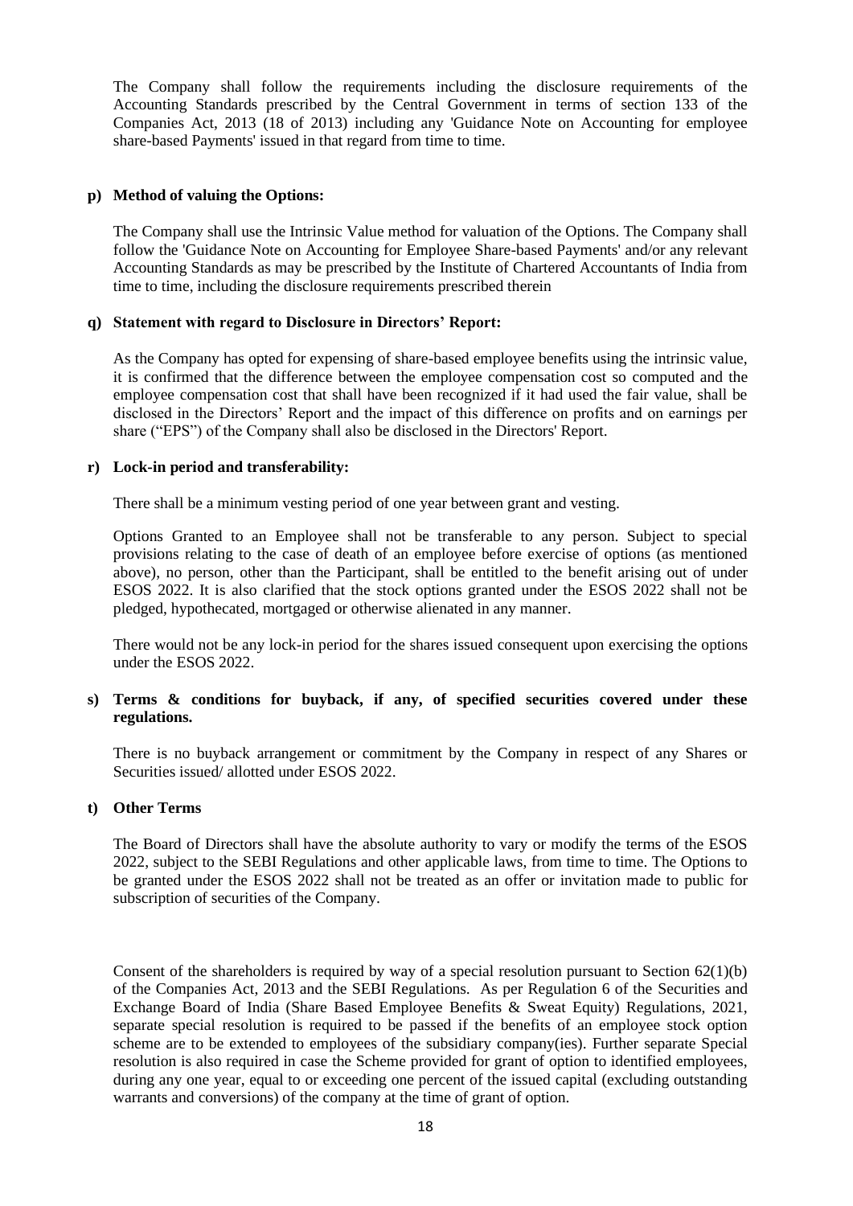The Company shall follow the requirements including the disclosure requirements of the Accounting Standards prescribed by the Central Government in terms of section 133 of the Companies Act, 2013 (18 of 2013) including any 'Guidance Note on Accounting for employee share-based Payments' issued in that regard from time to time.

**p) Method of valuing the Options:**

The Company shall use the Intrinsic Value method for valuation of the Options. The Company shall follow the 'Guidance Note on Accounting for Employee Share-based Payments' and/or any relevant Accounting Standards as may be prescribed by the Institute of Chartered Accountants of India from time to time, including the disclosure requirements prescribed therein

**q) Statement with regard to Disclosure in Directors' Report:**

As the Company has opted for expensing of share-based employee benefits using the intrinsic value, it is confirmed that the difference between the employee compensation cost so computed and the employee compensation cost that shall have been recognized if it had used the fair value, shall be disclosed in the Directors' Report and the impact of this difference on profits and on earnings per share ("EPS") of the Company shall also be disclosed in the Directors' Report.

**r) Lock-in period and transferability:**

There shall be a minimum vesting period of one year between grant and vesting.

Options Granted to an Employee shall not be transferable to any person. Subject to special provisions relating to the case of death of an employee before exercise of options (as mentioned above), no person, other than the Participant, shall be entitled to the benefit arising out of under ESOS 2022. It is also clarified that the stock options granted under the ESOS 2022 shall not be pledged, hypothecated, mortgaged or otherwise alienated in any manner.

There would not be any lock-in period for the shares issued consequent upon exercising the options under the ESOS 2022.

**s) Terms & conditions for buyback, if any, of specified securities covered under these regulations.**

There is no buyback arrangement or commitment by the Company in respect of any Shares or Securities issued/ allotted under ESOS 2022.

**t) Other Terms**

The Board of Directors shall have the absolute authority to vary or modify the terms of the ESOS 2022, subject to the SEBI Regulations and other applicable laws, from time to time. The Options to be granted under the ESOS 2022 shall not be treated as an offer or invitation made to public for subscription of securities of the Company.

Consent of the shareholders is required by way of a special resolution pursuant to Section 62(1)(b) of the Companies Act, 2013 and the SEBI Regulations. As per Regulation 6 of the Securities and Exchange Board of India (Share Based Employee Benefits & Sweat Equity) Regulations, 2021, separate special resolution is required to be passed if the benefits of an employee stock option scheme are to be extended to employees of the subsidiary company(ies). Further separate Special resolution is also required in case the Scheme provided for grant of option to identified employees, during any one year, equal to or exceeding one percent of the issued capital (excluding outstanding warrants and conversions) of the company at the time of grant of option.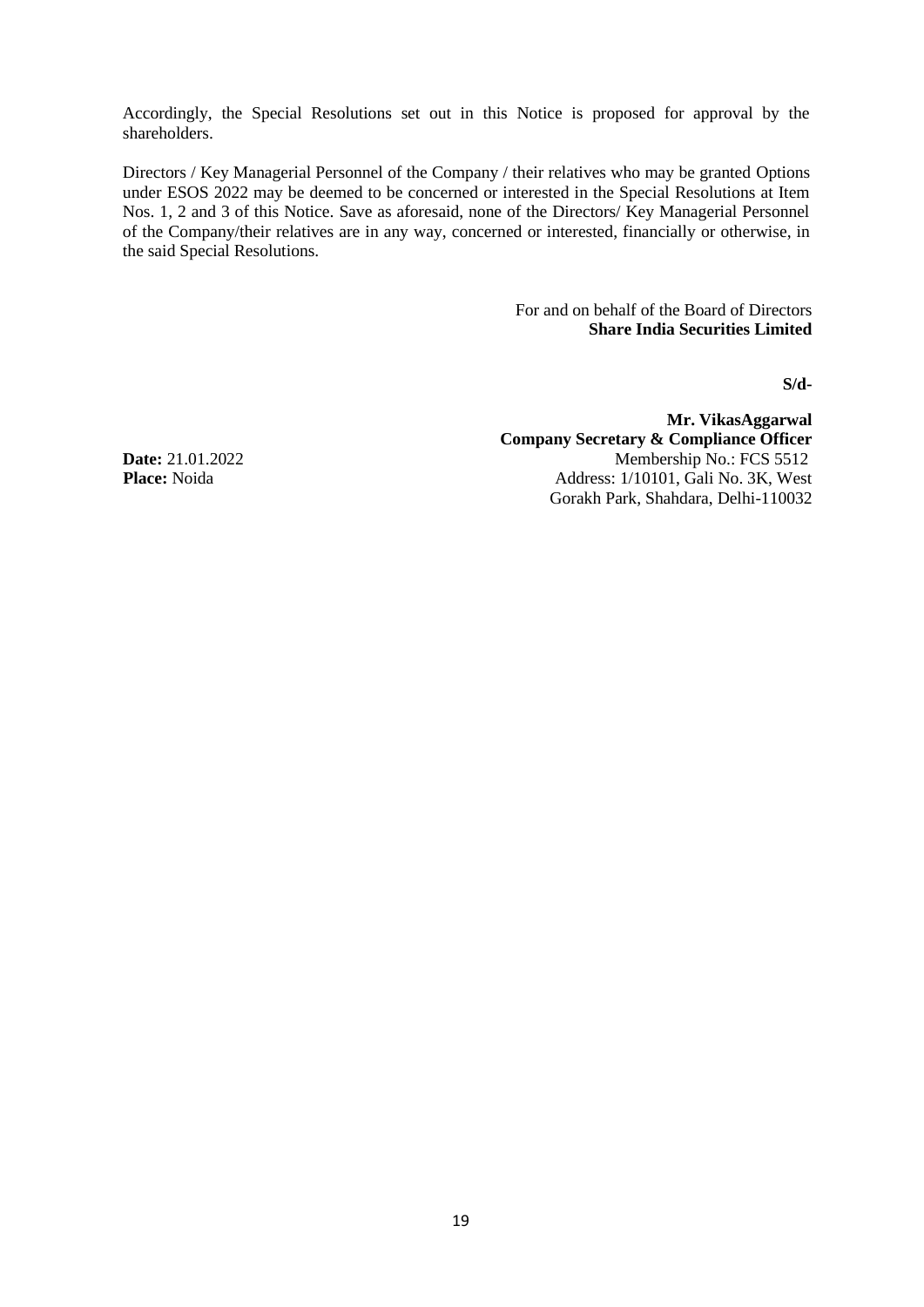Accordingly, the Special Resolutions set out in this Notice is proposed for approval by the shareholders.

Directors / Key Managerial Personnel of the Company / their relatives who may be granted Options under ESOS 2022 may be deemed to be concerned or interested in the Special Resolutions at Item Nos. 1, 2 and 3 of this Notice. Save as aforesaid, none of the Directors/ Key Managerial Personnel of the Company/their relatives are in any way, concerned or interested, financially or otherwise, in the said Special Resolutions.

For and on behalf of the Board of Directors
**Share India Securities Limited**

**S/d-**

**Mr. VikasAggarwal**
**Company Secretary & Compliance Officer**
Membership No.: FCS 5512
Address: 1/10101, Gali No. 3K, West Gorakh Park, Shahdara, Delhi-110032

**Date:** 21.01.2022
**Place:** Noida